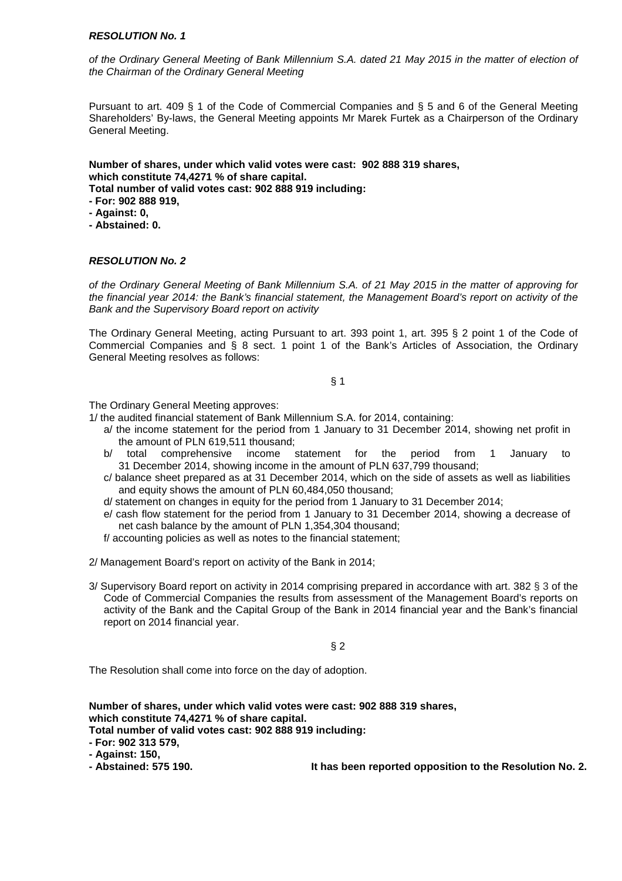***RESOLUTION No. 1***

*of the Ordinary General Meeting of Bank Millennium S.A. dated 21 May 2015 in the matter of election of the Chairman of the Ordinary General Meeting*

Pursuant to art. 409 § 1 of the Code of Commercial Companies and § 5 and 6 of the General Meeting Shareholders' By-laws, the General Meeting appoints Mr Marek Furtek as a Chairperson of the Ordinary General Meeting.

**Number of shares, under which valid votes were cast: 902 888 319 shares, which constitute 74,4271 % of share capital.**
**Total number of valid votes cast: 902 888 919 including:**
**- For: 902 888 919,**
**- Against: 0,**
**- Abstained: 0.**

***RESOLUTION No. 2***

*of the Ordinary General Meeting of Bank Millennium S.A. of 21 May 2015 in the matter of approving for the financial year 2014: the Bank's financial statement, the Management Board's report on activity of the Bank and the Supervisory Board report on activity*

The Ordinary General Meeting, acting Pursuant to art. 393 point 1, art. 395 § 2 point 1 of the Code of Commercial Companies and § 8 sect. 1 point 1 of the Bank's Articles of Association, the Ordinary General Meeting resolves as follows:

§ 1

The Ordinary General Meeting approves:

1/ the audited financial statement of Bank Millennium S.A. for 2014, containing:
   - a/ the income statement for the period from 1 January to 31 December 2014, showing net profit in the amount of PLN 619,511 thousand;
   - b/ total comprehensive income statement for the period from 1 January to 31 December 2014, showing income in the amount of PLN 637,799 thousand;
   - c/ balance sheet prepared as at 31 December 2014, which on the side of assets as well as liabilities and equity shows the amount of PLN 60,484,050 thousand;
   - d/ statement on changes in equity for the period from 1 January to 31 December 2014;
   - e/ cash flow statement for the period from 1 January to 31 December 2014, showing a decrease of net cash balance by the amount of PLN 1,354,304 thousand;
   - f/ accounting policies as well as notes to the financial statement;

2/ Management Board's report on activity of the Bank in 2014;

3/ Supervisory Board report on activity in 2014 comprising prepared in accordance with art. 382 § 3 of the Code of Commercial Companies the results from assessment of the Management Board's reports on activity of the Bank and the Capital Group of the Bank in 2014 financial year and the Bank's financial report on 2014 financial year.

§ 2

The Resolution shall come into force on the day of adoption.

**Number of shares, under which valid votes were cast: 902 888 319 shares, which constitute 74,4271 % of share capital.**
**Total number of valid votes cast: 902 888 919 including:**
**- For: 902 313 579,**
**- Against: 150,**
**- Abstained: 575 190.**

**It has been reported opposition to the Resolution No. 2.**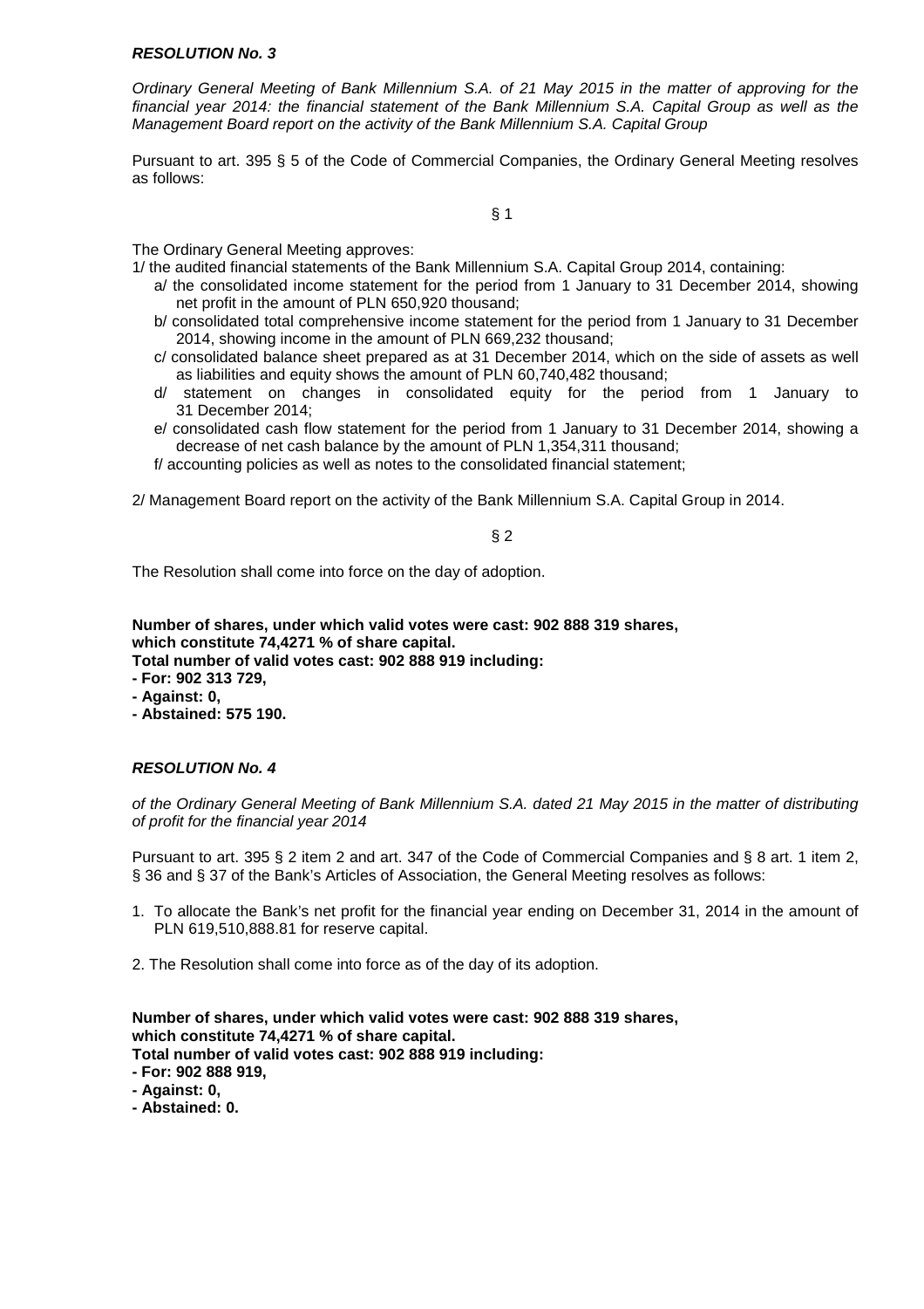***RESOLUTION No. 3***

*Ordinary General Meeting of Bank Millennium S.A. of 21 May 2015 in the matter of approving for the financial year 2014: the financial statement of the Bank Millennium S.A. Capital Group as well as the Management Board report on the activity of the Bank Millennium S.A. Capital Group*

Pursuant to art. 395 § 5 of the Code of Commercial Companies, the Ordinary General Meeting resolves as follows:

§ 1

The Ordinary General Meeting approves:

1/ the audited financial statements of the Bank Millennium S.A. Capital Group 2014, containing:

- a/ the consolidated income statement for the period from 1 January to 31 December 2014, showing net profit in the amount of PLN 650,920 thousand;
- b/ consolidated total comprehensive income statement for the period from 1 January to 31 December 2014, showing income in the amount of PLN 669,232 thousand;
- c/ consolidated balance sheet prepared as at 31 December 2014, which on the side of assets as well as liabilities and equity shows the amount of PLN 60,740,482 thousand;
- d/ statement on changes in consolidated equity for the period from 1 January to 31 December 2014;
- e/ consolidated cash flow statement for the period from 1 January to 31 December 2014, showing a decrease of net cash balance by the amount of PLN 1,354,311 thousand;
- f/ accounting policies as well as notes to the consolidated financial statement;

2/ Management Board report on the activity of the Bank Millennium S.A. Capital Group in 2014.

§ 2

The Resolution shall come into force on the day of adoption.

**Number of shares, under which valid votes were cast: 902 888 319 shares, which constitute 74,4271 % of share capital.**
**Total number of valid votes cast: 902 888 919 including:**
**- For: 902 313 729,**
**- Against: 0,**
**- Abstained: 575 190.**

***RESOLUTION No. 4***

*of the Ordinary General Meeting of Bank Millennium S.A. dated 21 May 2015 in the matter of distributing of profit for the financial year 2014*

Pursuant to art. 395 § 2 item 2 and art. 347 of the Code of Commercial Companies and § 8 art. 1 item 2, § 36 and § 37 of the Bank's Articles of Association, the General Meeting resolves as follows:

1. To allocate the Bank's net profit for the financial year ending on December 31, 2014 in the amount of PLN 619,510,888.81 for reserve capital.

2. The Resolution shall come into force as of the day of its adoption.

**Number of shares, under which valid votes were cast: 902 888 319 shares, which constitute 74,4271 % of share capital.**
**Total number of valid votes cast: 902 888 919 including:**
**- For: 902 888 919,**
**- Against: 0,**
**- Abstained: 0.**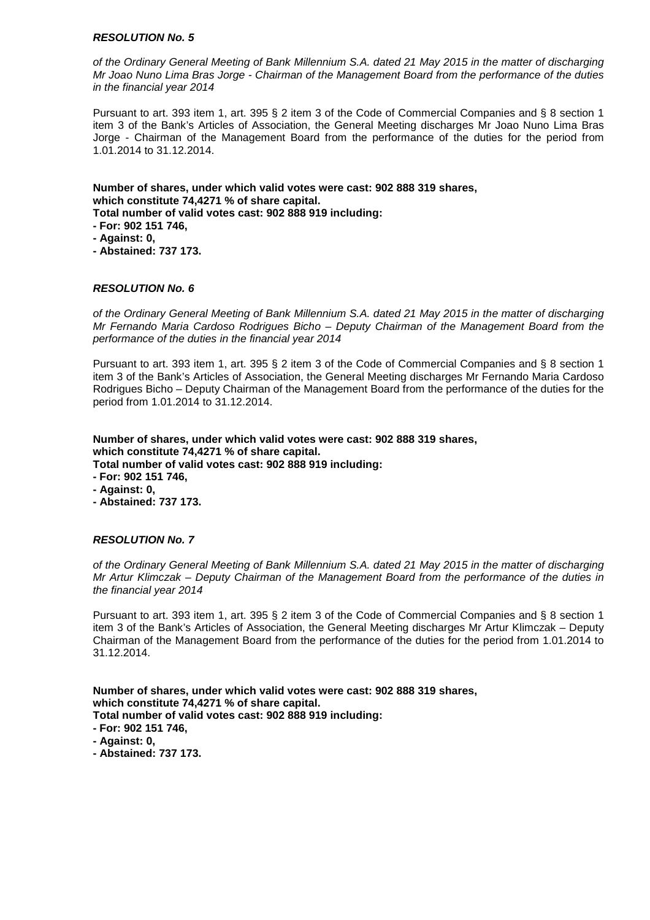***RESOLUTION No. 5***

*of the Ordinary General Meeting of Bank Millennium S.A. dated 21 May 2015 in the matter of discharging Mr Joao Nuno Lima Bras Jorge - Chairman of the Management Board from the performance of the duties in the financial year 2014*

Pursuant to art. 393 item 1, art. 395 § 2 item 3 of the Code of Commercial Companies and § 8 section 1 item 3 of the Bank's Articles of Association, the General Meeting discharges Mr Joao Nuno Lima Bras Jorge - Chairman of the Management Board from the performance of the duties for the period from 1.01.2014 to 31.12.2014.

**Number of shares, under which valid votes were cast: 902 888 319 shares,**
**which constitute 74,4271 % of share capital.**
**Total number of valid votes cast: 902 888 919 including:**
**- For: 902 151 746,**
**- Against: 0,**
**- Abstained: 737 173.**

***RESOLUTION No. 6***

*of the Ordinary General Meeting of Bank Millennium S.A. dated 21 May 2015 in the matter of discharging Mr Fernando Maria Cardoso Rodrigues Bicho – Deputy Chairman of the Management Board from the performance of the duties in the financial year 2014*

Pursuant to art. 393 item 1, art. 395 § 2 item 3 of the Code of Commercial Companies and § 8 section 1 item 3 of the Bank's Articles of Association, the General Meeting discharges Mr Fernando Maria Cardoso Rodrigues Bicho – Deputy Chairman of the Management Board from the performance of the duties for the period from 1.01.2014 to 31.12.2014.

**Number of shares, under which valid votes were cast: 902 888 319 shares,**
**which constitute 74,4271 % of share capital.**
**Total number of valid votes cast: 902 888 919 including:**
**- For: 902 151 746,**
**- Against: 0,**
**- Abstained: 737 173.**

***RESOLUTION No. 7***

*of the Ordinary General Meeting of Bank Millennium S.A. dated 21 May 2015 in the matter of discharging Mr Artur Klimczak – Deputy Chairman of the Management Board from the performance of the duties in the financial year 2014*

Pursuant to art. 393 item 1, art. 395 § 2 item 3 of the Code of Commercial Companies and § 8 section 1 item 3 of the Bank's Articles of Association, the General Meeting discharges Mr Artur Klimczak – Deputy Chairman of the Management Board from the performance of the duties for the period from 1.01.2014 to 31.12.2014.

**Number of shares, under which valid votes were cast: 902 888 319 shares,**
**which constitute 74,4271 % of share capital.**
**Total number of valid votes cast: 902 888 919 including:**
**- For: 902 151 746,**
**- Against: 0,**
**- Abstained: 737 173.**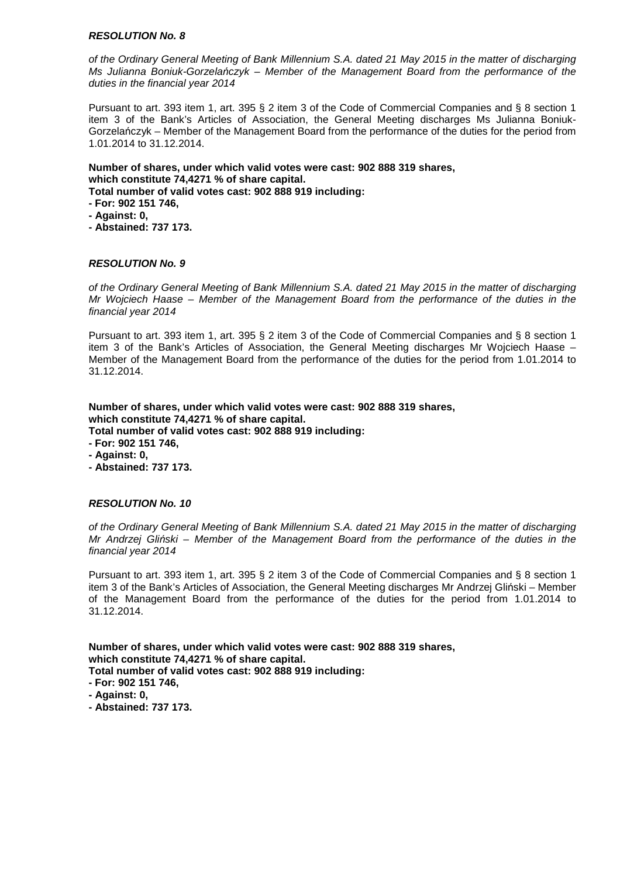***RESOLUTION No. 8***

*of the Ordinary General Meeting of Bank Millennium S.A. dated 21 May 2015 in the matter of discharging Ms Julianna Boniuk-Gorzelańczyk – Member of the Management Board from the performance of the duties in the financial year 2014*

Pursuant to art. 393 item 1, art. 395 § 2 item 3 of the Code of Commercial Companies and § 8 section 1 item 3 of the Bank's Articles of Association, the General Meeting discharges Ms Julianna Boniuk-Gorzelańczyk – Member of the Management Board from the performance of the duties for the period from 1.01.2014 to 31.12.2014.

**Number of shares, under which valid votes were cast: 902 888 319 shares,**
**which constitute 74,4271 % of share capital.**
**Total number of valid votes cast: 902 888 919 including:**
**- For: 902 151 746,**
**- Against: 0,**
**- Abstained: 737 173.**

***RESOLUTION No. 9***

*of the Ordinary General Meeting of Bank Millennium S.A. dated 21 May 2015 in the matter of discharging Mr Wojciech Haase – Member of the Management Board from the performance of the duties in the financial year 2014*

Pursuant to art. 393 item 1, art. 395 § 2 item 3 of the Code of Commercial Companies and § 8 section 1 item 3 of the Bank's Articles of Association, the General Meeting discharges Mr Wojciech Haase – Member of the Management Board from the performance of the duties for the period from 1.01.2014 to 31.12.2014.

**Number of shares, under which valid votes were cast: 902 888 319 shares,**
**which constitute 74,4271 % of share capital.**
**Total number of valid votes cast: 902 888 919 including:**
**- For: 902 151 746,**
**- Against: 0,**
**- Abstained: 737 173.**

***RESOLUTION No. 10***

*of the Ordinary General Meeting of Bank Millennium S.A. dated 21 May 2015 in the matter of discharging Mr Andrzej Gliński – Member of the Management Board from the performance of the duties in the financial year 2014*

Pursuant to art. 393 item 1, art. 395 § 2 item 3 of the Code of Commercial Companies and § 8 section 1 item 3 of the Bank's Articles of Association, the General Meeting discharges Mr Andrzej Gliński – Member of the Management Board from the performance of the duties for the period from 1.01.2014 to 31.12.2014.

**Number of shares, under which valid votes were cast: 902 888 319 shares,**
**which constitute 74,4271 % of share capital.**
**Total number of valid votes cast: 902 888 919 including:**
**- For: 902 151 746,**
**- Against: 0,**
**- Abstained: 737 173.**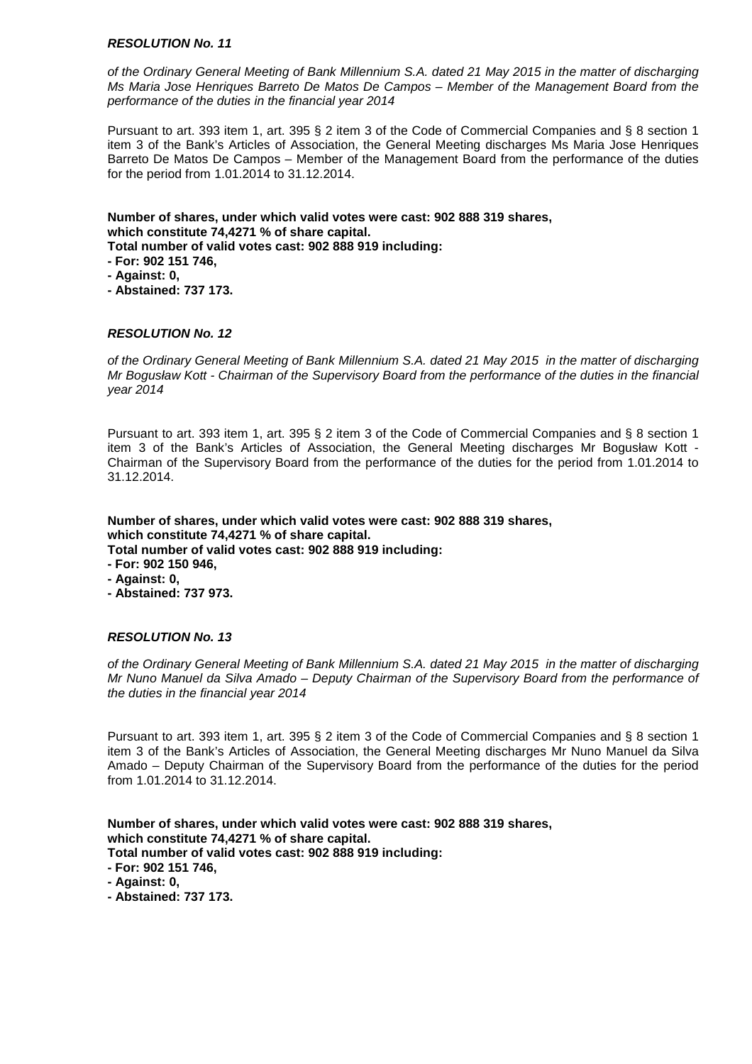***RESOLUTION No. 11***

*of the Ordinary General Meeting of Bank Millennium S.A. dated 21 May 2015 in the matter of discharging Ms Maria Jose Henriques Barreto De Matos De Campos – Member of the Management Board from the performance of the duties in the financial year 2014*

Pursuant to art. 393 item 1, art. 395 § 2 item 3 of the Code of Commercial Companies and § 8 section 1 item 3 of the Bank's Articles of Association, the General Meeting discharges Ms Maria Jose Henriques Barreto De Matos De Campos – Member of the Management Board from the performance of the duties for the period from 1.01.2014 to 31.12.2014.

**Number of shares, under which valid votes were cast: 902 888 319 shares,**
**which constitute 74,4271 % of share capital.**
**Total number of valid votes cast: 902 888 919 including:**
**- For: 902 151 746,**
**- Against: 0,**
**- Abstained: 737 173.**

***RESOLUTION No. 12***

*of the Ordinary General Meeting of Bank Millennium S.A. dated 21 May 2015 in the matter of discharging Mr Bogusław Kott - Chairman of the Supervisory Board from the performance of the duties in the financial year 2014*

Pursuant to art. 393 item 1, art. 395 § 2 item 3 of the Code of Commercial Companies and § 8 section 1 item 3 of the Bank's Articles of Association, the General Meeting discharges Mr Bogusław Kott - Chairman of the Supervisory Board from the performance of the duties for the period from 1.01.2014 to 31.12.2014.

**Number of shares, under which valid votes were cast: 902 888 319 shares,**
**which constitute 74,4271 % of share capital.**
**Total number of valid votes cast: 902 888 919 including:**
**- For: 902 150 946,**
**- Against: 0,**
**- Abstained: 737 973.**

***RESOLUTION No. 13***

*of the Ordinary General Meeting of Bank Millennium S.A. dated 21 May 2015 in the matter of discharging Mr Nuno Manuel da Silva Amado – Deputy Chairman of the Supervisory Board from the performance of the duties in the financial year 2014*

Pursuant to art. 393 item 1, art. 395 § 2 item 3 of the Code of Commercial Companies and § 8 section 1 item 3 of the Bank's Articles of Association, the General Meeting discharges Mr Nuno Manuel da Silva Amado – Deputy Chairman of the Supervisory Board from the performance of the duties for the period from 1.01.2014 to 31.12.2014.

**Number of shares, under which valid votes were cast: 902 888 319 shares,**
**which constitute 74,4271 % of share capital.**
**Total number of valid votes cast: 902 888 919 including:**
**- For: 902 151 746,**
**- Against: 0,**
**- Abstained: 737 173.**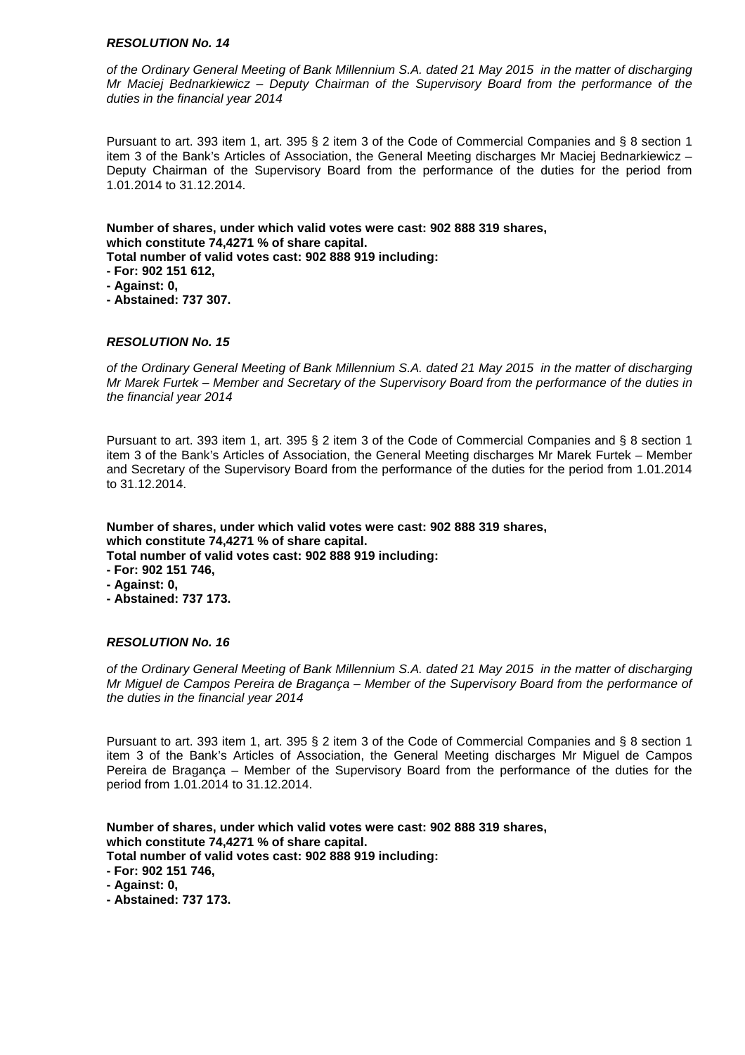***RESOLUTION No. 14***

*of the Ordinary General Meeting of Bank Millennium S.A. dated 21 May 2015 in the matter of discharging Mr Maciej Bednarkiewicz – Deputy Chairman of the Supervisory Board from the performance of the duties in the financial year 2014*

Pursuant to art. 393 item 1, art. 395 § 2 item 3 of the Code of Commercial Companies and § 8 section 1 item 3 of the Bank's Articles of Association, the General Meeting discharges Mr Maciej Bednarkiewicz – Deputy Chairman of the Supervisory Board from the performance of the duties for the period from 1.01.2014 to 31.12.2014.

**Number of shares, under which valid votes were cast: 902 888 319 shares,**
**which constitute 74,4271 % of share capital.**
**Total number of valid votes cast: 902 888 919 including:**
**- For: 902 151 612,**
**- Against: 0,**
**- Abstained: 737 307.**

***RESOLUTION No. 15***

*of the Ordinary General Meeting of Bank Millennium S.A. dated 21 May 2015 in the matter of discharging Mr Marek Furtek – Member and Secretary of the Supervisory Board from the performance of the duties in the financial year 2014*

Pursuant to art. 393 item 1, art. 395 § 2 item 3 of the Code of Commercial Companies and § 8 section 1 item 3 of the Bank's Articles of Association, the General Meeting discharges Mr Marek Furtek – Member and Secretary of the Supervisory Board from the performance of the duties for the period from 1.01.2014 to 31.12.2014.

**Number of shares, under which valid votes were cast: 902 888 319 shares,**
**which constitute 74,4271 % of share capital.**
**Total number of valid votes cast: 902 888 919 including:**
**- For: 902 151 746,**
**- Against: 0,**
**- Abstained: 737 173.**

***RESOLUTION No. 16***

*of the Ordinary General Meeting of Bank Millennium S.A. dated 21 May 2015 in the matter of discharging Mr Miguel de Campos Pereira de Bragança – Member of the Supervisory Board from the performance of the duties in the financial year 2014*

Pursuant to art. 393 item 1, art. 395 § 2 item 3 of the Code of Commercial Companies and § 8 section 1 item 3 of the Bank's Articles of Association, the General Meeting discharges Mr Miguel de Campos Pereira de Bragança – Member of the Supervisory Board from the performance of the duties for the period from 1.01.2014 to 31.12.2014.

**Number of shares, under which valid votes were cast: 902 888 319 shares,**
**which constitute 74,4271 % of share capital.**
**Total number of valid votes cast: 902 888 919 including:**
**- For: 902 151 746,**
**- Against: 0,**
**- Abstained: 737 173.**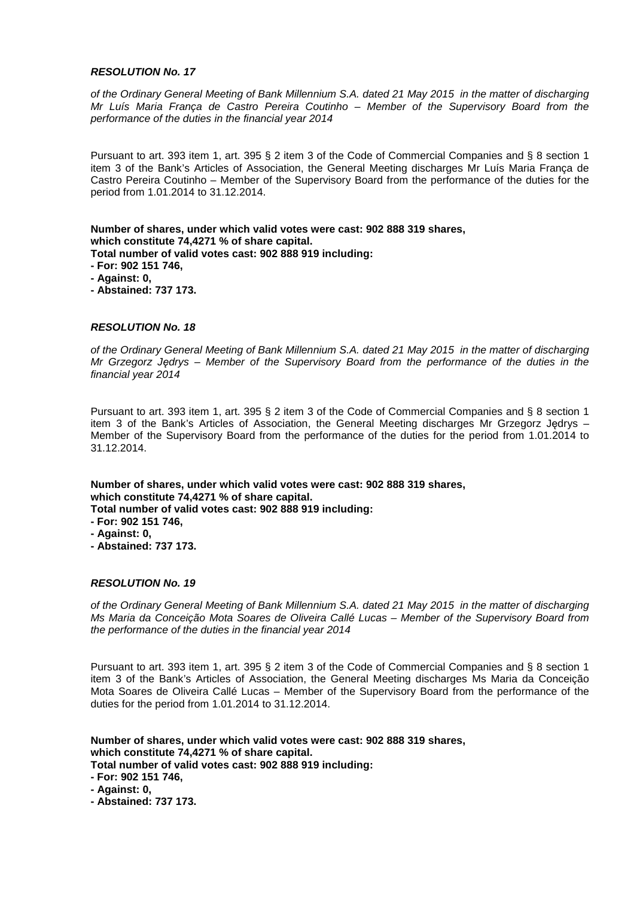***RESOLUTION No. 17***

*of the Ordinary General Meeting of Bank Millennium S.A. dated 21 May 2015 in the matter of discharging Mr Luís Maria França de Castro Pereira Coutinho – Member of the Supervisory Board from the performance of the duties in the financial year 2014*

Pursuant to art. 393 item 1, art. 395 § 2 item 3 of the Code of Commercial Companies and § 8 section 1 item 3 of the Bank's Articles of Association, the General Meeting discharges Mr Luís Maria França de Castro Pereira Coutinho – Member of the Supervisory Board from the performance of the duties for the period from 1.01.2014 to 31.12.2014.

**Number of shares, under which valid votes were cast: 902 888 319 shares,**
**which constitute 74,4271 % of share capital.**
**Total number of valid votes cast: 902 888 919 including:**
**- For: 902 151 746,**
**- Against: 0,**
**- Abstained: 737 173.**

***RESOLUTION No. 18***

*of the Ordinary General Meeting of Bank Millennium S.A. dated 21 May 2015 in the matter of discharging Mr Grzegorz Jędrys – Member of the Supervisory Board from the performance of the duties in the financial year 2014*

Pursuant to art. 393 item 1, art. 395 § 2 item 3 of the Code of Commercial Companies and § 8 section 1 item 3 of the Bank's Articles of Association, the General Meeting discharges Mr Grzegorz Jędrys – Member of the Supervisory Board from the performance of the duties for the period from 1.01.2014 to 31.12.2014.

**Number of shares, under which valid votes were cast: 902 888 319 shares,**
**which constitute 74,4271 % of share capital.**
**Total number of valid votes cast: 902 888 919 including:**
**- For: 902 151 746,**
**- Against: 0,**
**- Abstained: 737 173.**

***RESOLUTION No. 19***

*of the Ordinary General Meeting of Bank Millennium S.A. dated 21 May 2015 in the matter of discharging Ms Maria da Conceição Mota Soares de Oliveira Callé Lucas – Member of the Supervisory Board from the performance of the duties in the financial year 2014*

Pursuant to art. 393 item 1, art. 395 § 2 item 3 of the Code of Commercial Companies and § 8 section 1 item 3 of the Bank's Articles of Association, the General Meeting discharges Ms Maria da Conceição Mota Soares de Oliveira Callé Lucas – Member of the Supervisory Board from the performance of the duties for the period from 1.01.2014 to 31.12.2014.

**Number of shares, under which valid votes were cast: 902 888 319 shares,**
**which constitute 74,4271 % of share capital.**
**Total number of valid votes cast: 902 888 919 including:**
**- For: 902 151 746,**
**- Against: 0,**
**- Abstained: 737 173.**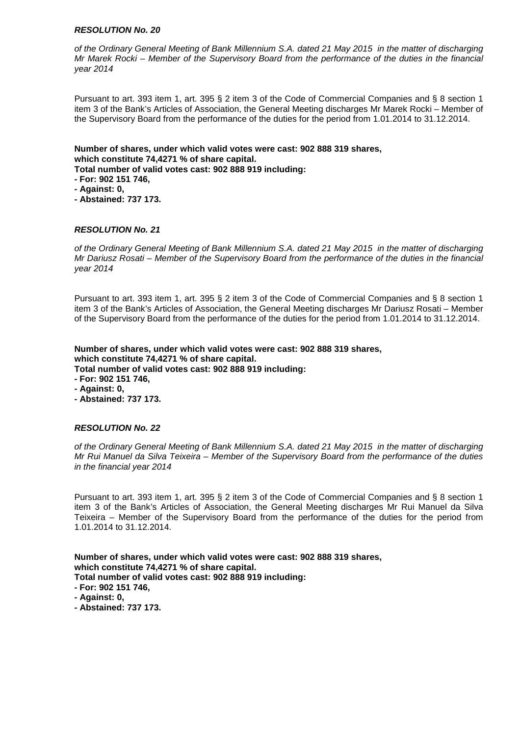### *RESOLUTION No. 20*

*of the Ordinary General Meeting of Bank Millennium S.A. dated 21 May 2015 in the matter of discharging Mr Marek Rocki – Member of the Supervisory Board from the performance of the duties in the financial year 2014*

Pursuant to art. 393 item 1, art. 395 § 2 item 3 of the Code of Commercial Companies and § 8 section 1 item 3 of the Bank's Articles of Association, the General Meeting discharges Mr Marek Rocki – Member of the Supervisory Board from the performance of the duties for the period from 1.01.2014 to 31.12.2014.

**Number of shares, under which valid votes were cast: 902 888 319 shares, which constitute 74,4271 % of share capital.**
**Total number of valid votes cast: 902 888 919 including:**
**- For: 902 151 746,**
**- Against: 0,**
**- Abstained: 737 173.**

### *RESOLUTION No. 21*

*of the Ordinary General Meeting of Bank Millennium S.A. dated 21 May 2015 in the matter of discharging Mr Dariusz Rosati – Member of the Supervisory Board from the performance of the duties in the financial year 2014*

Pursuant to art. 393 item 1, art. 395 § 2 item 3 of the Code of Commercial Companies and § 8 section 1 item 3 of the Bank's Articles of Association, the General Meeting discharges Mr Dariusz Rosati – Member of the Supervisory Board from the performance of the duties for the period from 1.01.2014 to 31.12.2014.

**Number of shares, under which valid votes were cast: 902 888 319 shares, which constitute 74,4271 % of share capital.**
**Total number of valid votes cast: 902 888 919 including:**
**- For: 902 151 746,**
**- Against: 0,**
**- Abstained: 737 173.**

### *RESOLUTION No. 22*

*of the Ordinary General Meeting of Bank Millennium S.A. dated 21 May 2015 in the matter of discharging Mr Rui Manuel da Silva Teixeira – Member of the Supervisory Board from the performance of the duties in the financial year 2014*

Pursuant to art. 393 item 1, art. 395 § 2 item 3 of the Code of Commercial Companies and § 8 section 1 item 3 of the Bank's Articles of Association, the General Meeting discharges Mr Rui Manuel da Silva Teixeira – Member of the Supervisory Board from the performance of the duties for the period from 1.01.2014 to 31.12.2014.

**Number of shares, under which valid votes were cast: 902 888 319 shares, which constitute 74,4271 % of share capital.**
**Total number of valid votes cast: 902 888 919 including:**
**- For: 902 151 746,**
**- Against: 0,**
**- Abstained: 737 173.**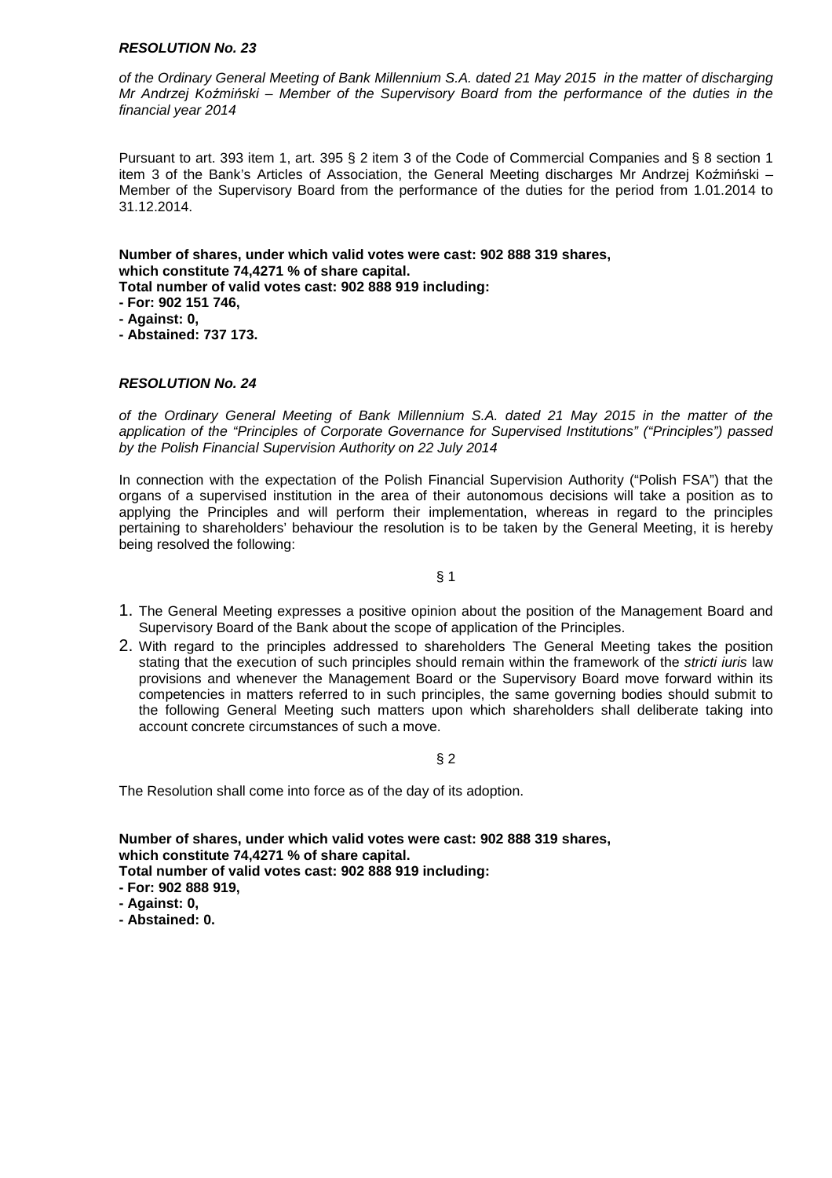***RESOLUTION No. 23***

*of the Ordinary General Meeting of Bank Millennium S.A. dated 21 May 2015 in the matter of discharging Mr Andrzej Koźmiński – Member of the Supervisory Board from the performance of the duties in the financial year 2014*

Pursuant to art. 393 item 1, art. 395 § 2 item 3 of the Code of Commercial Companies and § 8 section 1 item 3 of the Bank's Articles of Association, the General Meeting discharges Mr Andrzej Koźmiński – Member of the Supervisory Board from the performance of the duties for the period from 1.01.2014 to 31.12.2014.

**Number of shares, under which valid votes were cast: 902 888 319 shares,**
**which constitute 74,4271 % of share capital.**
**Total number of valid votes cast: 902 888 919 including:**
**- For: 902 151 746,**
**- Against: 0,**
**- Abstained: 737 173.**

***RESOLUTION No. 24***

*of the Ordinary General Meeting of Bank Millennium S.A. dated 21 May 2015 in the matter of the application of the "Principles of Corporate Governance for Supervised Institutions" ("Principles") passed by the Polish Financial Supervision Authority on 22 July 2014*

In connection with the expectation of the Polish Financial Supervision Authority ("Polish FSA") that the organs of a supervised institution in the area of their autonomous decisions will take a position as to applying the Principles and will perform their implementation, whereas in regard to the principles pertaining to shareholders' behaviour the resolution is to be taken by the General Meeting, it is hereby being resolved the following:

§ 1

1. The General Meeting expresses a positive opinion about the position of the Management Board and Supervisory Board of the Bank about the scope of application of the Principles.
2. With regard to the principles addressed to shareholders The General Meeting takes the position stating that the execution of such principles should remain within the framework of the *stricti iuris* law provisions and whenever the Management Board or the Supervisory Board move forward within its competencies in matters referred to in such principles, the same governing bodies should submit to the following General Meeting such matters upon which shareholders shall deliberate taking into account concrete circumstances of such a move.

§ 2

The Resolution shall come into force as of the day of its adoption.

**Number of shares, under which valid votes were cast: 902 888 319 shares,**
**which constitute 74,4271 % of share capital.**
**Total number of valid votes cast: 902 888 919 including:**
**- For: 902 888 919,**
**- Against: 0,**
**- Abstained: 0.**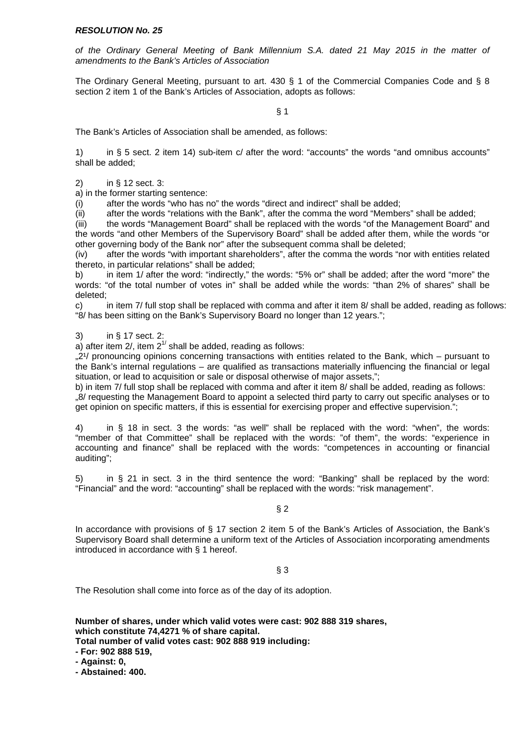***RESOLUTION No. 25***

*of the Ordinary General Meeting of Bank Millennium S.A. dated 21 May 2015 in the matter of amendments to the Bank's Articles of Association*

The Ordinary General Meeting, pursuant to art. 430 § 1 of the Commercial Companies Code and § 8 section 2 item 1 of the Bank's Articles of Association, adopts as follows:

§ 1

The Bank's Articles of Association shall be amended, as follows:

1) in § 5 sect. 2 item 14) sub-item c/ after the word: "accounts" the words "and omnibus accounts" shall be added;

2) in § 12 sect. 3:

a) in the former starting sentence:

(i) after the words "who has no" the words "direct and indirect" shall be added;

(ii) after the words "relations with the Bank", after the comma the word "Members" shall be added;

(iii) the words "Management Board" shall be replaced with the words "of the Management Board" and the words "and other Members of the Supervisory Board" shall be added after them, while the words "or other governing body of the Bank nor" after the subsequent comma shall be deleted;

(iv) after the words "with important shareholders", after the comma the words "nor with entities related thereto, in particular relations" shall be added;

b) in item 1/ after the word: "indirectly," the words: "5% or" shall be added; after the word "more" the words: "of the total number of votes in" shall be added while the words: "than 2% of shares" shall be deleted;

c) in item 7/ full stop shall be replaced with comma and after it item 8/ shall be added, reading as follows: "8/ has been sitting on the Bank's Supervisory Board no longer than 12 years.";

3) in § 17 sect. 2:

a) after item 2/, item $2^{1/}$ shall be added, reading as follows:

„$2^1$/ pronouncing opinions concerning transactions with entities related to the Bank, which – pursuant to the Bank's internal regulations – are qualified as transactions materially influencing the financial or legal situation, or lead to acquisition or sale or disposal otherwise of major assets,";

b) in item 7/ full stop shall be replaced with comma and after it item 8/ shall be added, reading as follows: „8/ requesting the Management Board to appoint a selected third party to carry out specific analyses or to get opinion on specific matters, if this is essential for exercising proper and effective supervision.";

4) in § 18 in sect. 3 the words: "as well" shall be replaced with the word: "when", the words: "member of that Committee" shall be replaced with the words: "of them", the words: "experience in accounting and finance" shall be replaced with the words: "competences in accounting or financial auditing";

5) in § 21 in sect. 3 in the third sentence the word: "Banking" shall be replaced by the word: "Financial" and the word: "accounting" shall be replaced with the words: "risk management".

§ 2

In accordance with provisions of § 17 section 2 item 5 of the Bank's Articles of Association, the Bank's Supervisory Board shall determine a uniform text of the Articles of Association incorporating amendments introduced in accordance with § 1 hereof.

§ 3

The Resolution shall come into force as of the day of its adoption.

**Number of shares, under which valid votes were cast: 902 888 319 shares,**
**which constitute 74,4271 % of share capital.**
**Total number of valid votes cast: 902 888 919 including:**
**- For: 902 888 519,**
**- Against: 0,**
**- Abstained: 400.**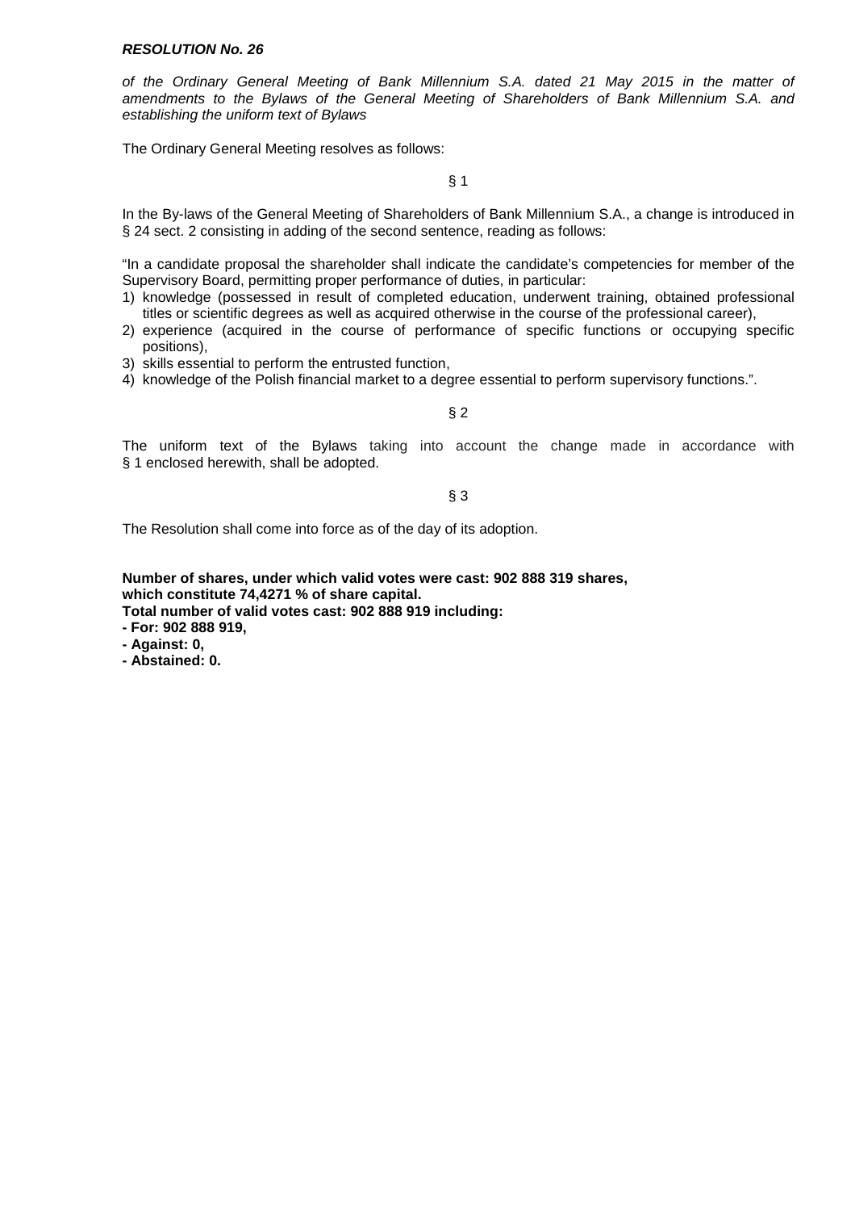***RESOLUTION No. 26***

*of the Ordinary General Meeting of Bank Millennium S.A. dated 21 May 2015 in the matter of amendments to the Bylaws of the General Meeting of Shareholders of Bank Millennium S.A. and establishing the uniform text of Bylaws*

The Ordinary General Meeting resolves as follows:

§ 1

In the By-laws of the General Meeting of Shareholders of Bank Millennium S.A., a change is introduced in § 24 sect. 2 consisting in adding of the second sentence, reading as follows:

"In a candidate proposal the shareholder shall indicate the candidate's competencies for member of the Supervisory Board, permitting proper performance of duties, in particular:

1) knowledge (possessed in result of completed education, underwent training, obtained professional titles or scientific degrees as well as acquired otherwise in the course of the professional career),
2) experience (acquired in the course of performance of specific functions or occupying specific positions),
3) skills essential to perform the entrusted function,
4) knowledge of the Polish financial market to a degree essential to perform supervisory functions.".

§ 2

The uniform text of the Bylaws taking into account the change made in accordance with § 1 enclosed herewith, shall be adopted.

§ 3

The Resolution shall come into force as of the day of its adoption.

**Number of shares, under which valid votes were cast: 902 888 319 shares, which constitute 74,4271 % of share capital.**
**Total number of valid votes cast: 902 888 919 including:**
**- For: 902 888 919,**
**- Against: 0,**
**- Abstained: 0.**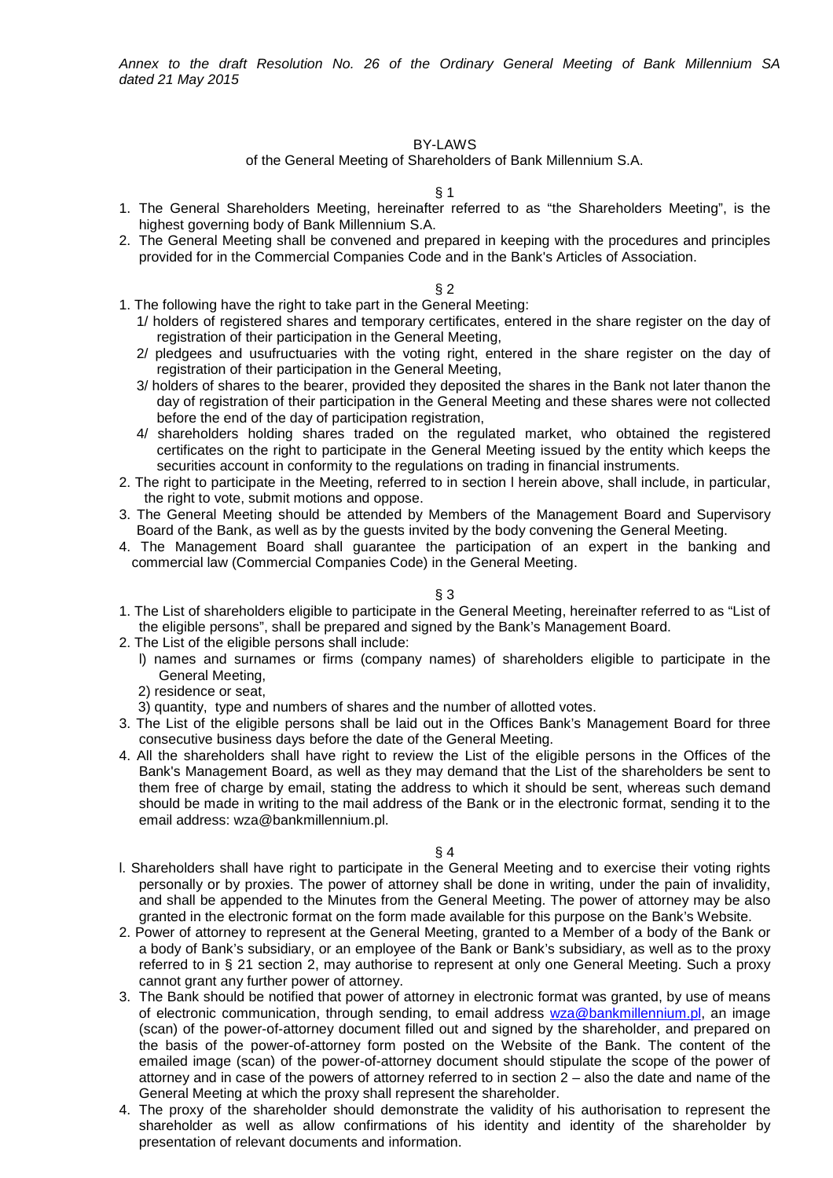*Annex to the draft Resolution No. 26 of the Ordinary General Meeting of Bank Millennium SA dated 21 May 2015*

# BY-LAWS

## of the General Meeting of Shareholders of Bank Millennium S.A.

§ 1

1. The General Shareholders Meeting, hereinafter referred to as "the Shareholders Meeting", is the highest governing body of Bank Millennium S.A.
2. The General Meeting shall be convened and prepared in keeping with the procedures and principles provided for in the Commercial Companies Code and in the Bank's Articles of Association.

§ 2

1. The following have the right to take part in the General Meeting:
   1/ holders of registered shares and temporary certificates, entered in the share register on the day of registration of their participation in the General Meeting,
   2/ pledgees and usufructuaries with the voting right, entered in the share register on the day of registration of their participation in the General Meeting,
   3/ holders of shares to the bearer, provided they deposited the shares in the Bank not later thanon the day of registration of their participation in the General Meeting and these shares were not collected before the end of the day of participation registration,
   4/ shareholders holding shares traded on the regulated market, who obtained the registered certificates on the right to participate in the General Meeting issued by the entity which keeps the securities account in conformity to the regulations on trading in financial instruments.
2. The right to participate in the Meeting, referred to in section l herein above, shall include, in particular, the right to vote, submit motions and oppose.
3. The General Meeting should be attended by Members of the Management Board and Supervisory Board of the Bank, as well as by the guests invited by the body convening the General Meeting.
4. The Management Board shall guarantee the participation of an expert in the banking and commercial law (Commercial Companies Code) in the General Meeting.

§ 3

1. The List of shareholders eligible to participate in the General Meeting, hereinafter referred to as "List of the eligible persons", shall be prepared and signed by the Bank's Management Board.
2. The List of the eligible persons shall include:
   l) names and surnames or firms (company names) of shareholders eligible to participate in the General Meeting,
   2) residence or seat,
   3) quantity, type and numbers of shares and the number of allotted votes.
3. The List of the eligible persons shall be laid out in the Offices Bank's Management Board for three consecutive business days before the date of the General Meeting.
4. All the shareholders shall have right to review the List of the eligible persons in the Offices of the Bank's Management Board, as well as they may demand that the List of the shareholders be sent to them free of charge by email, stating the address to which it should be sent, whereas such demand should be made in writing to the mail address of the Bank or in the electronic format, sending it to the email address: wza@bankmillennium.pl.

§ 4

l. Shareholders shall have right to participate in the General Meeting and to exercise their voting rights personally or by proxies. The power of attorney shall be done in writing, under the pain of invalidity, and shall be appended to the Minutes from the General Meeting. The power of attorney may be also granted in the electronic format on the form made available for this purpose on the Bank's Website.
2. Power of attorney to represent at the General Meeting, granted to a Member of a body of the Bank or a body of Bank's subsidiary, or an employee of the Bank or Bank's subsidiary, as well as to the proxy referred to in § 21 section 2, may authorise to represent at only one General Meeting. Such a proxy cannot grant any further power of attorney.
3. The Bank should be notified that power of attorney in electronic format was granted, by use of means of electronic communication, through sending, to email address wza@bankmillennium.pl, an image (scan) of the power-of-attorney document filled out and signed by the shareholder, and prepared on the basis of the power-of-attorney form posted on the Website of the Bank. The content of the emailed image (scan) of the power-of-attorney document should stipulate the scope of the power of attorney and in case of the powers of attorney referred to in section 2 – also the date and name of the General Meeting at which the proxy shall represent the shareholder.
4. The proxy of the shareholder should demonstrate the validity of his authorisation to represent the shareholder as well as allow confirmations of his identity and identity of the shareholder by presentation of relevant documents and information.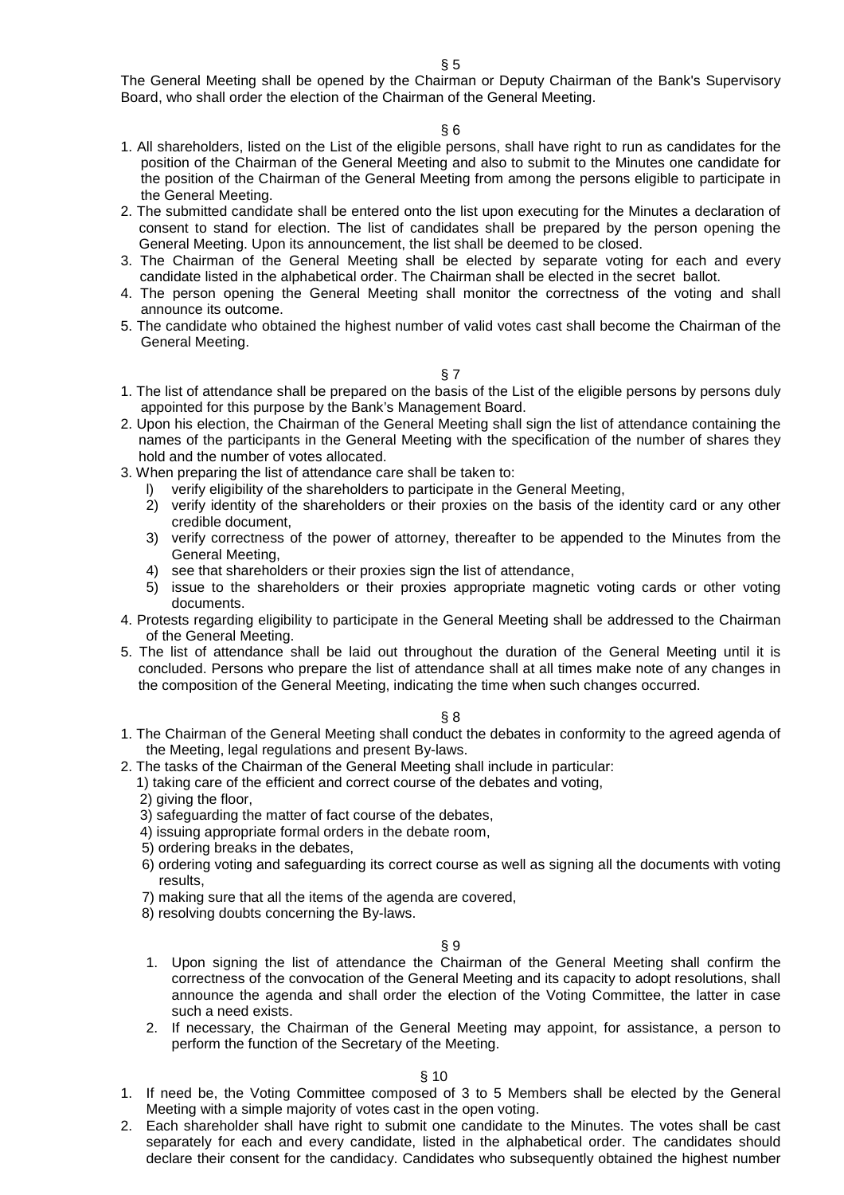§ 5

The General Meeting shall be opened by the Chairman or Deputy Chairman of the Bank's Supervisory Board, who shall order the election of the Chairman of the General Meeting.

§ 6

1. All shareholders, listed on the List of the eligible persons, shall have right to run as candidates for the position of the Chairman of the General Meeting and also to submit to the Minutes one candidate for the position of the Chairman of the General Meeting from among the persons eligible to participate in the General Meeting.
2. The submitted candidate shall be entered onto the list upon executing for the Minutes a declaration of consent to stand for election. The list of candidates shall be prepared by the person opening the General Meeting. Upon its announcement, the list shall be deemed to be closed.
3. The Chairman of the General Meeting shall be elected by separate voting for each and every candidate listed in the alphabetical order. The Chairman shall be elected in the secret ballot.
4. The person opening the General Meeting shall monitor the correctness of the voting and shall announce its outcome.
5. The candidate who obtained the highest number of valid votes cast shall become the Chairman of the General Meeting.

§ 7

1. The list of attendance shall be prepared on the basis of the List of the eligible persons by persons duly appointed for this purpose by the Bank's Management Board.
2. Upon his election, the Chairman of the General Meeting shall sign the list of attendance containing the names of the participants in the General Meeting with the specification of the number of shares they hold and the number of votes allocated.
3. When preparing the list of attendance care shall be taken to:
   l) verify eligibility of the shareholders to participate in the General Meeting,
   2) verify identity of the shareholders or their proxies on the basis of the identity card or any other credible document,
   3) verify correctness of the power of attorney, thereafter to be appended to the Minutes from the General Meeting,
   4) see that shareholders or their proxies sign the list of attendance,
   5) issue to the shareholders or their proxies appropriate magnetic voting cards or other voting documents.
4. Protests regarding eligibility to participate in the General Meeting shall be addressed to the Chairman of the General Meeting.
5. The list of attendance shall be laid out throughout the duration of the General Meeting until it is concluded. Persons who prepare the list of attendance shall at all times make note of any changes in the composition of the General Meeting, indicating the time when such changes occurred.

§ 8

1. The Chairman of the General Meeting shall conduct the debates in conformity to the agreed agenda of the Meeting, legal regulations and present By-laws.
2. The tasks of the Chairman of the General Meeting shall include in particular:
   1) taking care of the efficient and correct course of the debates and voting,
   2) giving the floor,
   3) safeguarding the matter of fact course of the debates,
   4) issuing appropriate formal orders in the debate room,
   5) ordering breaks in the debates,
   6) ordering voting and safeguarding its correct course as well as signing all the documents with voting results,
   7) making sure that all the items of the agenda are covered,
   8) resolving doubts concerning the By-laws.

§ 9

1. Upon signing the list of attendance the Chairman of the General Meeting shall confirm the correctness of the convocation of the General Meeting and its capacity to adopt resolutions, shall announce the agenda and shall order the election of the Voting Committee, the latter in case such a need exists.
2. If necessary, the Chairman of the General Meeting may appoint, for assistance, a person to perform the function of the Secretary of the Meeting.

§ 10

1. If need be, the Voting Committee composed of 3 to 5 Members shall be elected by the General Meeting with a simple majority of votes cast in the open voting.
2. Each shareholder shall have right to submit one candidate to the Minutes. The votes shall be cast separately for each and every candidate, listed in the alphabetical order. The candidates should declare their consent for the candidacy. Candidates who subsequently obtained the highest number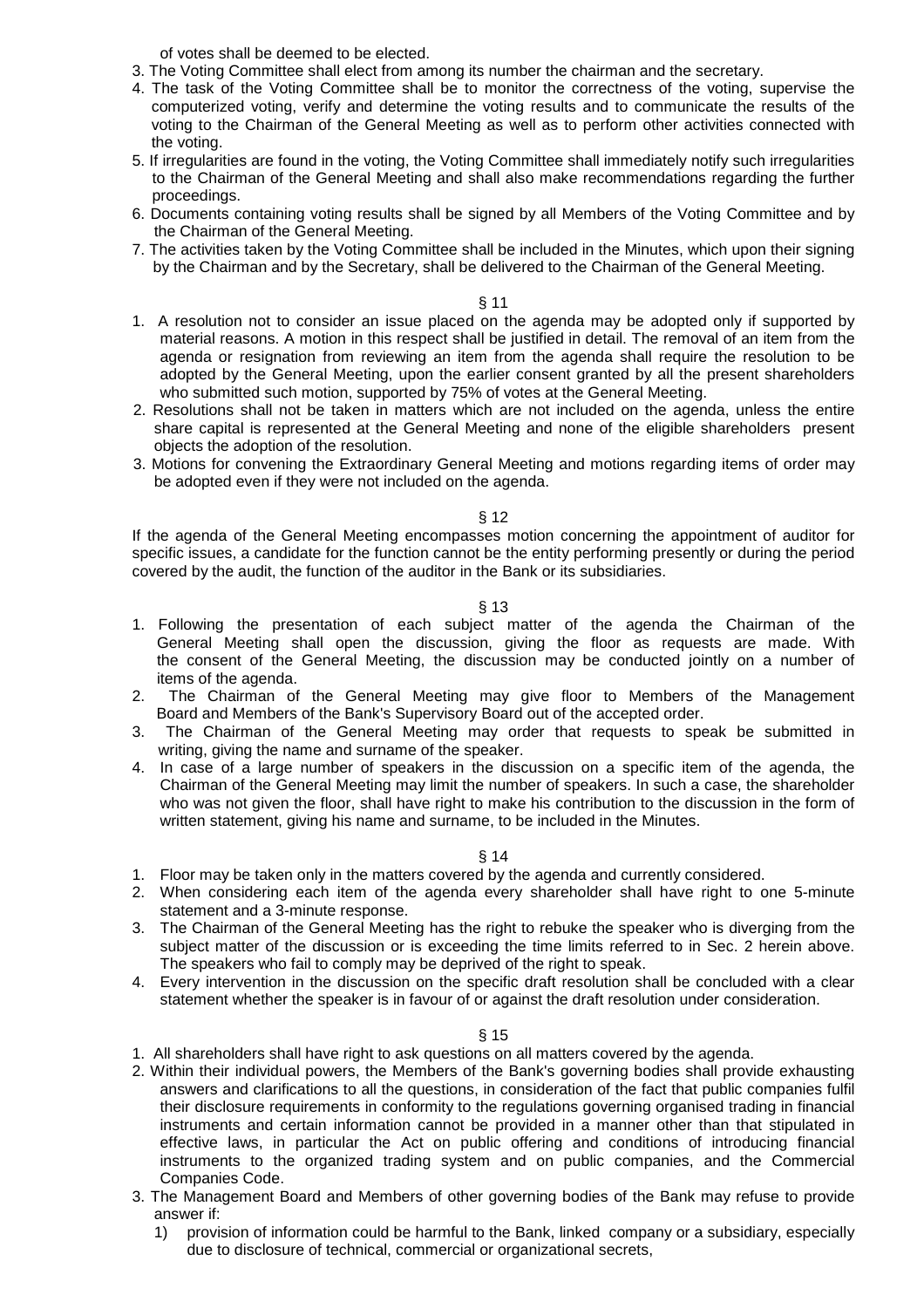of votes shall be deemed to be elected.

3. The Voting Committee shall elect from among its number the chairman and the secretary.
4. The task of the Voting Committee shall be to monitor the correctness of the voting, supervise the computerized voting, verify and determine the voting results and to communicate the results of the voting to the Chairman of the General Meeting as well as to perform other activities connected with the voting.
5. If irregularities are found in the voting, the Voting Committee shall immediately notify such irregularities to the Chairman of the General Meeting and shall also make recommendations regarding the further proceedings.
6. Documents containing voting results shall be signed by all Members of the Voting Committee and by the Chairman of the General Meeting.
7. The activities taken by the Voting Committee shall be included in the Minutes, which upon their signing by the Chairman and by the Secretary, shall be delivered to the Chairman of the General Meeting.

§ 11

1. A resolution not to consider an issue placed on the agenda may be adopted only if supported by material reasons. A motion in this respect shall be justified in detail. The removal of an item from the agenda or resignation from reviewing an item from the agenda shall require the resolution to be adopted by the General Meeting, upon the earlier consent granted by all the present shareholders who submitted such motion, supported by 75% of votes at the General Meeting.
2. Resolutions shall not be taken in matters which are not included on the agenda, unless the entire share capital is represented at the General Meeting and none of the eligible shareholders present objects the adoption of the resolution.
3. Motions for convening the Extraordinary General Meeting and motions regarding items of order may be adopted even if they were not included on the agenda.

§ 12

If the agenda of the General Meeting encompasses motion concerning the appointment of auditor for specific issues, a candidate for the function cannot be the entity performing presently or during the period covered by the audit, the function of the auditor in the Bank or its subsidiaries.

§ 13

1. Following the presentation of each subject matter of the agenda the Chairman of the General Meeting shall open the discussion, giving the floor as requests are made. With the consent of the General Meeting, the discussion may be conducted jointly on a number of items of the agenda.
2. The Chairman of the General Meeting may give floor to Members of the Management Board and Members of the Bank's Supervisory Board out of the accepted order.
3. The Chairman of the General Meeting may order that requests to speak be submitted in writing, giving the name and surname of the speaker.
4. In case of a large number of speakers in the discussion on a specific item of the agenda, the Chairman of the General Meeting may limit the number of speakers. In such a case, the shareholder who was not given the floor, shall have right to make his contribution to the discussion in the form of written statement, giving his name and surname, to be included in the Minutes.

§ 14

1. Floor may be taken only in the matters covered by the agenda and currently considered.
2. When considering each item of the agenda every shareholder shall have right to one 5-minute statement and a 3-minute response.
3. The Chairman of the General Meeting has the right to rebuke the speaker who is diverging from the subject matter of the discussion or is exceeding the time limits referred to in Sec. 2 herein above. The speakers who fail to comply may be deprived of the right to speak.
4. Every intervention in the discussion on the specific draft resolution shall be concluded with a clear statement whether the speaker is in favour of or against the draft resolution under consideration.

§ 15

1. All shareholders shall have right to ask questions on all matters covered by the agenda.
2. Within their individual powers, the Members of the Bank's governing bodies shall provide exhausting answers and clarifications to all the questions, in consideration of the fact that public companies fulfil their disclosure requirements in conformity to the regulations governing organised trading in financial instruments and certain information cannot be provided in a manner other than that stipulated in effective laws, in particular the Act on public offering and conditions of introducing financial instruments to the organized trading system and on public companies, and the Commercial Companies Code.
3. The Management Board and Members of other governing bodies of the Bank may refuse to provide answer if:
   1) provision of information could be harmful to the Bank, linked company or a subsidiary, especially due to disclosure of technical, commercial or organizational secrets,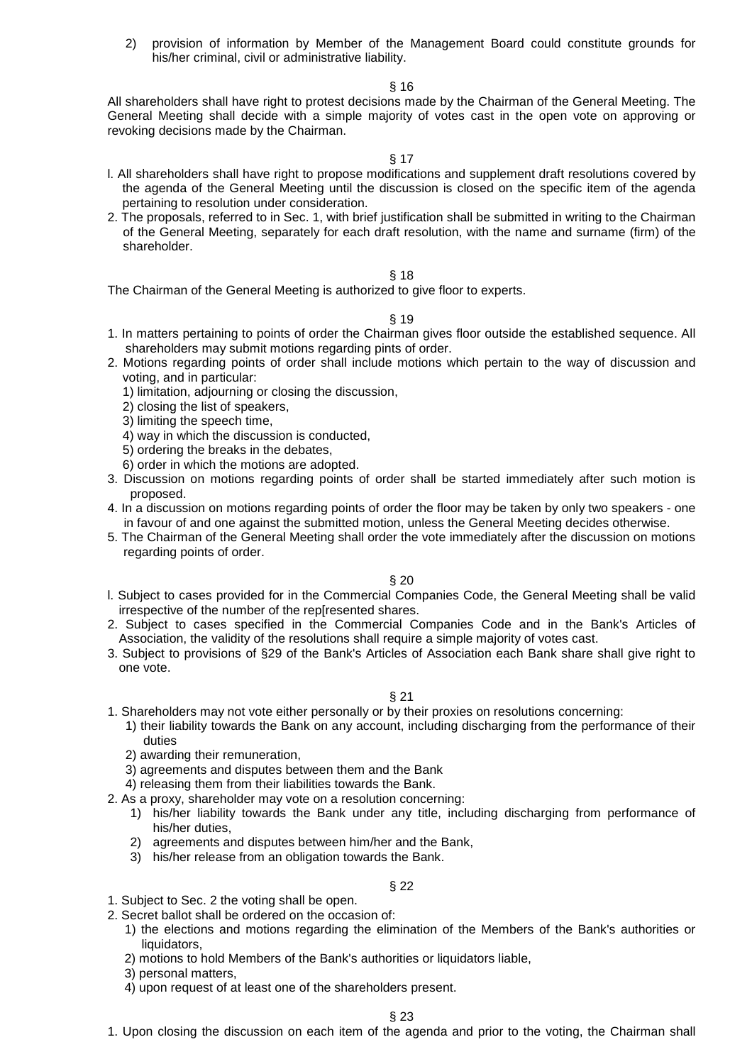2) provision of information by Member of the Management Board could constitute grounds for his/her criminal, civil or administrative liability.

§ 16

All shareholders shall have right to protest decisions made by the Chairman of the General Meeting. The General Meeting shall decide with a simple majority of votes cast in the open vote on approving or revoking decisions made by the Chairman.

§ 17

l. All shareholders shall have right to propose modifications and supplement draft resolutions covered by the agenda of the General Meeting until the discussion is closed on the specific item of the agenda pertaining to resolution under consideration.

2. The proposals, referred to in Sec. 1, with brief justification shall be submitted in writing to the Chairman of the General Meeting, separately for each draft resolution, with the name and surname (firm) of the shareholder.

§ 18

The Chairman of the General Meeting is authorized to give floor to experts.

§ 19

1. In matters pertaining to points of order the Chairman gives floor outside the established sequence. All shareholders may submit motions regarding pints of order.
2. Motions regarding points of order shall include motions which pertain to the way of discussion and voting, and in particular:
   1) limitation, adjourning or closing the discussion,
   2) closing the list of speakers,
   3) limiting the speech time,
   4) way in which the discussion is conducted,
   5) ordering the breaks in the debates,
   6) order in which the motions are adopted.
3. Discussion on motions regarding points of order shall be started immediately after such motion is proposed.
4. In a discussion on motions regarding points of order the floor may be taken by only two speakers - one in favour of and one against the submitted motion, unless the General Meeting decides otherwise.
5. The Chairman of the General Meeting shall order the vote immediately after the discussion on motions regarding points of order.

§ 20

l. Subject to cases provided for in the Commercial Companies Code, the General Meeting shall be valid irrespective of the number of the rep[resented shares.

2. Subject to cases specified in the Commercial Companies Code and in the Bank's Articles of Association, the validity of the resolutions shall require a simple majority of votes cast.
3. Subject to provisions of §29 of the Bank's Articles of Association each Bank share shall give right to one vote.

§ 21

1. Shareholders may not vote either personally or by their proxies on resolutions concerning:
   1) their liability towards the Bank on any account, including discharging from the performance of their duties
   2) awarding their remuneration,
   3) agreements and disputes between them and the Bank
   4) releasing them from their liabilities towards the Bank.
2. As a proxy, shareholder may vote on a resolution concerning:
   1) his/her liability towards the Bank under any title, including discharging from performance of his/her duties,
   2) agreements and disputes between him/her and the Bank,
   3) his/her release from an obligation towards the Bank.

§ 22

1. Subject to Sec. 2 the voting shall be open.
2. Secret ballot shall be ordered on the occasion of:
   1) the elections and motions regarding the elimination of the Members of the Bank's authorities or liquidators,
   2) motions to hold Members of the Bank's authorities or liquidators liable,
   3) personal matters,
   4) upon request of at least one of the shareholders present.

§ 23

1. Upon closing the discussion on each item of the agenda and prior to the voting, the Chairman shall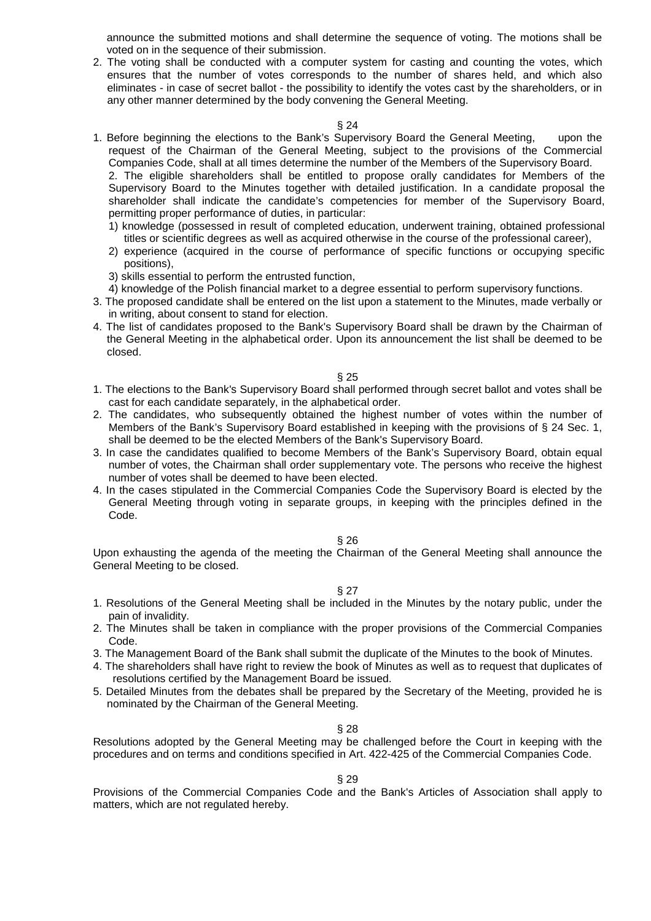announce the submitted motions and shall determine the sequence of voting. The motions shall be voted on in the sequence of their submission.

2. The voting shall be conducted with a computer system for casting and counting the votes, which ensures that the number of votes corresponds to the number of shares held, and which also eliminates - in case of secret ballot - the possibility to identify the votes cast by the shareholders, or in any other manner determined by the body convening the General Meeting.

§ 24

1. Before beginning the elections to the Bank's Supervisory Board the General Meeting, upon the request of the Chairman of the General Meeting, subject to the provisions of the Commercial Companies Code, shall at all times determine the number of the Members of the Supervisory Board.
2. The eligible shareholders shall be entitled to propose orally candidates for Members of the Supervisory Board to the Minutes together with detailed justification. In a candidate proposal the shareholder shall indicate the candidate's competencies for member of the Supervisory Board, permitting proper performance of duties, in particular:
   1) knowledge (possessed in result of completed education, underwent training, obtained professional titles or scientific degrees as well as acquired otherwise in the course of the professional career),
   2) experience (acquired in the course of performance of specific functions or occupying specific positions),
   3) skills essential to perform the entrusted function,
   4) knowledge of the Polish financial market to a degree essential to perform supervisory functions.
3. The proposed candidate shall be entered on the list upon a statement to the Minutes, made verbally or in writing, about consent to stand for election.
4. The list of candidates proposed to the Bank's Supervisory Board shall be drawn by the Chairman of the General Meeting in the alphabetical order. Upon its announcement the list shall be deemed to be closed.

§ 25

1. The elections to the Bank's Supervisory Board shall performed through secret ballot and votes shall be cast for each candidate separately, in the alphabetical order.
2. The candidates, who subsequently obtained the highest number of votes within the number of Members of the Bank's Supervisory Board established in keeping with the provisions of § 24 Sec. 1, shall be deemed to be the elected Members of the Bank's Supervisory Board.
3. In case the candidates qualified to become Members of the Bank's Supervisory Board, obtain equal number of votes, the Chairman shall order supplementary vote. The persons who receive the highest number of votes shall be deemed to have been elected.
4. In the cases stipulated in the Commercial Companies Code the Supervisory Board is elected by the General Meeting through voting in separate groups, in keeping with the principles defined in the Code.

§ 26

Upon exhausting the agenda of the meeting the Chairman of the General Meeting shall announce the General Meeting to be closed.

§ 27

1. Resolutions of the General Meeting shall be included in the Minutes by the notary public, under the pain of invalidity.
2. The Minutes shall be taken in compliance with the proper provisions of the Commercial Companies Code.
3. The Management Board of the Bank shall submit the duplicate of the Minutes to the book of Minutes.
4. The shareholders shall have right to review the book of Minutes as well as to request that duplicates of resolutions certified by the Management Board be issued.
5. Detailed Minutes from the debates shall be prepared by the Secretary of the Meeting, provided he is nominated by the Chairman of the General Meeting.

§ 28

Resolutions adopted by the General Meeting may be challenged before the Court in keeping with the procedures and on terms and conditions specified in Art. 422-425 of the Commercial Companies Code.

§ 29

Provisions of the Commercial Companies Code and the Bank's Articles of Association shall apply to matters, which are not regulated hereby.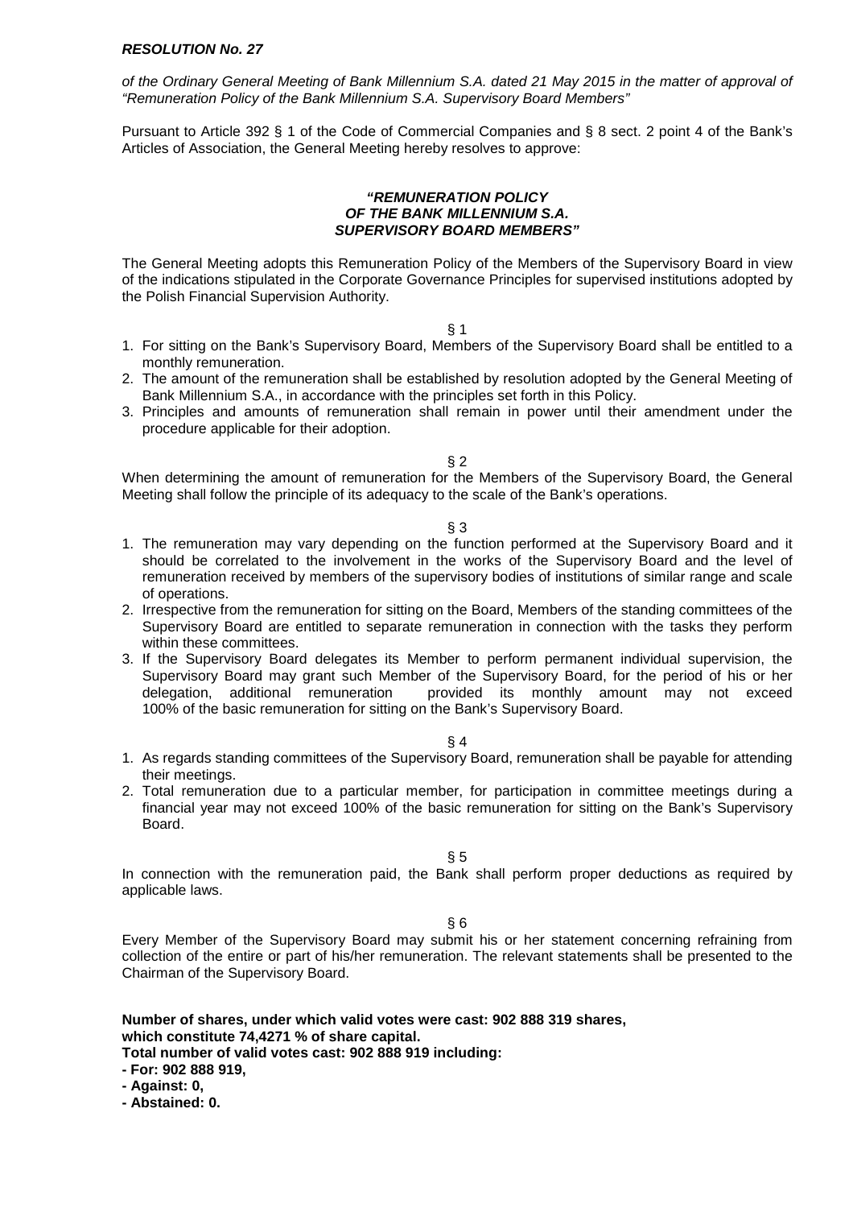**_RESOLUTION No. 27_**

_of the Ordinary General Meeting of Bank Millennium S.A. dated 21 May 2015 in the matter of approval of "Remuneration Policy of the Bank Millennium S.A. Supervisory Board Members"_

Pursuant to Article 392 § 1 of the Code of Commercial Companies and § 8 sect. 2 point 4 of the Bank's Articles of Association, the General Meeting hereby resolves to approve:

**_"REMUNERATION POLICY_**
**_OF THE BANK MILLENNIUM S.A._**
**_SUPERVISORY BOARD MEMBERS"_**

The General Meeting adopts this Remuneration Policy of the Members of the Supervisory Board in view of the indications stipulated in the Corporate Governance Principles for supervised institutions adopted by the Polish Financial Supervision Authority.

§ 1

1. For sitting on the Bank's Supervisory Board, Members of the Supervisory Board shall be entitled to a monthly remuneration.
2. The amount of the remuneration shall be established by resolution adopted by the General Meeting of Bank Millennium S.A., in accordance with the principles set forth in this Policy.
3. Principles and amounts of remuneration shall remain in power until their amendment under the procedure applicable for their adoption.

§ 2

When determining the amount of remuneration for the Members of the Supervisory Board, the General Meeting shall follow the principle of its adequacy to the scale of the Bank's operations.

§ 3

1. The remuneration may vary depending on the function performed at the Supervisory Board and it should be correlated to the involvement in the works of the Supervisory Board and the level of remuneration received by members of the supervisory bodies of institutions of similar range and scale of operations.
2. Irrespective from the remuneration for sitting on the Board, Members of the standing committees of the Supervisory Board are entitled to separate remuneration in connection with the tasks they perform within these committees.
3. If the Supervisory Board delegates its Member to perform permanent individual supervision, the Supervisory Board may grant such Member of the Supervisory Board, for the period of his or her delegation, additional remuneration provided its monthly amount may not exceed 100% of the basic remuneration for sitting on the Bank's Supervisory Board.

§ 4

1. As regards standing committees of the Supervisory Board, remuneration shall be payable for attending their meetings.
2. Total remuneration due to a particular member, for participation in committee meetings during a financial year may not exceed 100% of the basic remuneration for sitting on the Bank's Supervisory Board.

§ 5

In connection with the remuneration paid, the Bank shall perform proper deductions as required by applicable laws.

§ 6

Every Member of the Supervisory Board may submit his or her statement concerning refraining from collection of the entire or part of his/her remuneration. The relevant statements shall be presented to the Chairman of the Supervisory Board.

**Number of shares, under which valid votes were cast: 902 888 319 shares,**
**which constitute 74,4271 % of share capital.**
**Total number of valid votes cast: 902 888 919 including:**
**- For: 902 888 919,**
**- Against: 0,**
**- Abstained: 0.**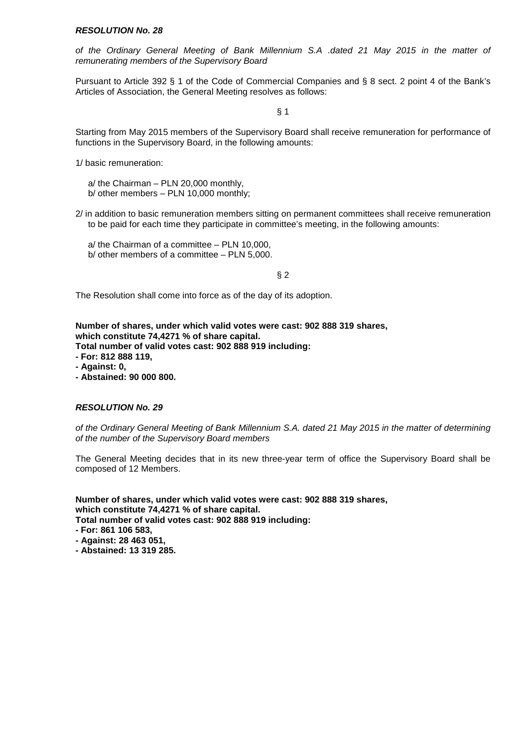***RESOLUTION No. 28***

*of the Ordinary General Meeting of Bank Millennium S.A .dated 21 May 2015 in the matter of remunerating members of the Supervisory Board*

Pursuant to Article 392 § 1 of the Code of Commercial Companies and § 8 sect. 2 point 4 of the Bank's Articles of Association, the General Meeting resolves as follows:

§ 1

Starting from May 2015 members of the Supervisory Board shall receive remuneration for performance of functions in the Supervisory Board, in the following amounts:

1/ basic remuneration:

a/ the Chairman – PLN 20,000 monthly,
b/ other members – PLN 10,000 monthly;

2/ in addition to basic remuneration members sitting on permanent committees shall receive remuneration to be paid for each time they participate in committee's meeting, in the following amounts:

a/ the Chairman of a committee – PLN 10,000,
b/ other members of a committee – PLN 5,000.

§ 2

The Resolution shall come into force as of the day of its adoption.

**Number of shares, under which valid votes were cast: 902 888 319 shares,**
**which constitute 74,4271 % of share capital.**
**Total number of valid votes cast: 902 888 919 including:**
**- For: 812 888 119,**
**- Against: 0,**
**- Abstained: 90 000 800.**

***RESOLUTION No. 29***

*of the Ordinary General Meeting of Bank Millennium S.A. dated 21 May 2015 in the matter of determining of the number of the Supervisory Board members*

The General Meeting decides that in its new three-year term of office the Supervisory Board shall be composed of 12 Members.

**Number of shares, under which valid votes were cast: 902 888 319 shares,**
**which constitute 74,4271 % of share capital.**
**Total number of valid votes cast: 902 888 919 including:**
**- For: 861 106 583,**
**- Against: 28 463 051,**
**- Abstained: 13 319 285.**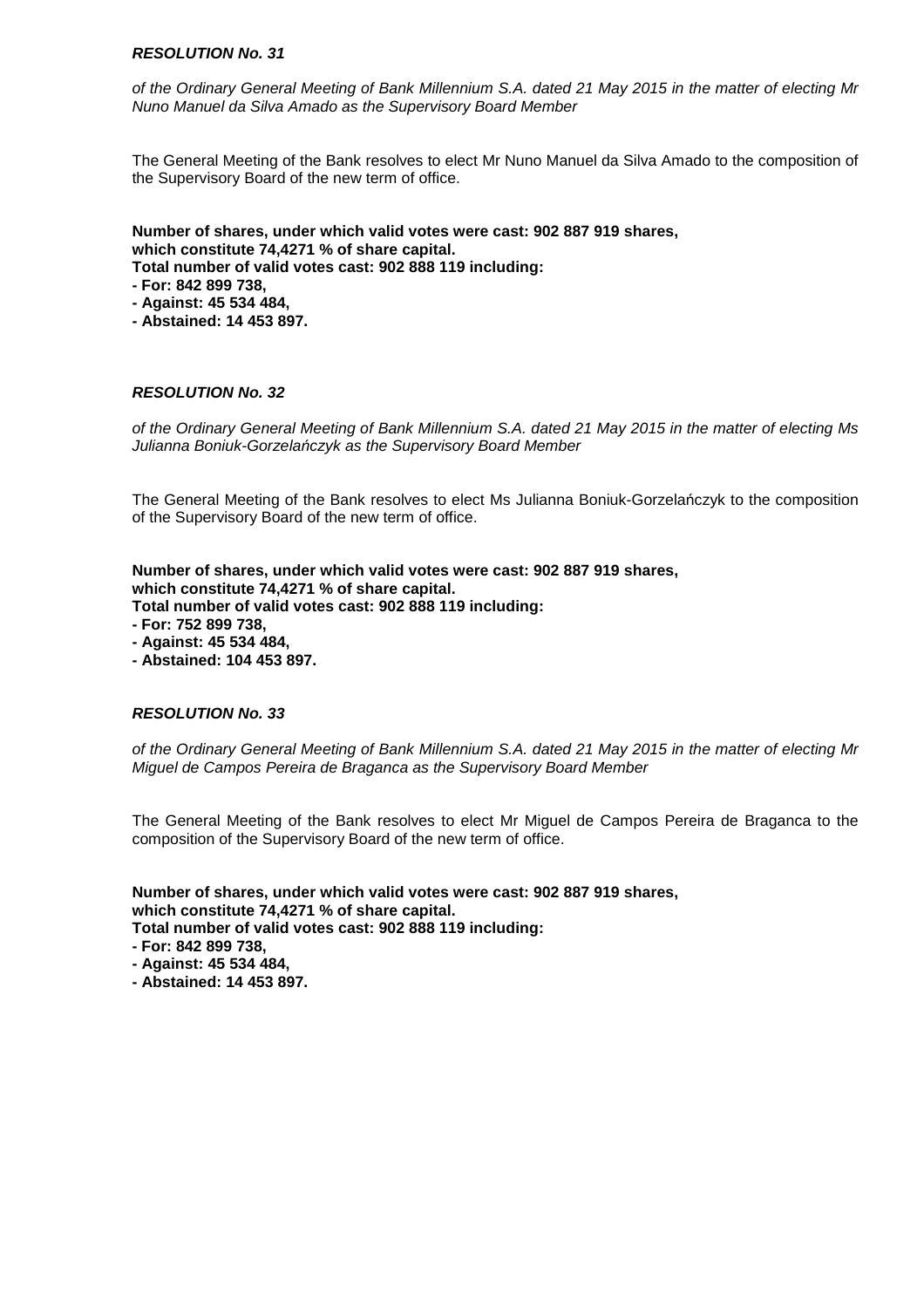***RESOLUTION No. 31***

*of the Ordinary General Meeting of Bank Millennium S.A. dated 21 May 2015 in the matter of electing Mr Nuno Manuel da Silva Amado as the Supervisory Board Member*

The General Meeting of the Bank resolves to elect Mr Nuno Manuel da Silva Amado to the composition of the Supervisory Board of the new term of office.

**Number of shares, under which valid votes were cast: 902 887 919 shares,**
**which constitute 74,4271 % of share capital.**
**Total number of valid votes cast: 902 888 119 including:**
**- For: 842 899 738,**
**- Against: 45 534 484,**
**- Abstained: 14 453 897.**

***RESOLUTION No. 32***

*of the Ordinary General Meeting of Bank Millennium S.A. dated 21 May 2015 in the matter of electing Ms Julianna Boniuk-Gorzelańczyk as the Supervisory Board Member*

The General Meeting of the Bank resolves to elect Ms Julianna Boniuk-Gorzelańczyk to the composition of the Supervisory Board of the new term of office.

**Number of shares, under which valid votes were cast: 902 887 919 shares,**
**which constitute 74,4271 % of share capital.**
**Total number of valid votes cast: 902 888 119 including:**
**- For: 752 899 738,**
**- Against: 45 534 484,**
**- Abstained: 104 453 897.**

***RESOLUTION No. 33***

*of the Ordinary General Meeting of Bank Millennium S.A. dated 21 May 2015 in the matter of electing Mr Miguel de Campos Pereira de Braganca as the Supervisory Board Member*

The General Meeting of the Bank resolves to elect Mr Miguel de Campos Pereira de Braganca to the composition of the Supervisory Board of the new term of office.

**Number of shares, under which valid votes were cast: 902 887 919 shares,**
**which constitute 74,4271 % of share capital.**
**Total number of valid votes cast: 902 888 119 including:**
**- For: 842 899 738,**
**- Against: 45 534 484,**
**- Abstained: 14 453 897.**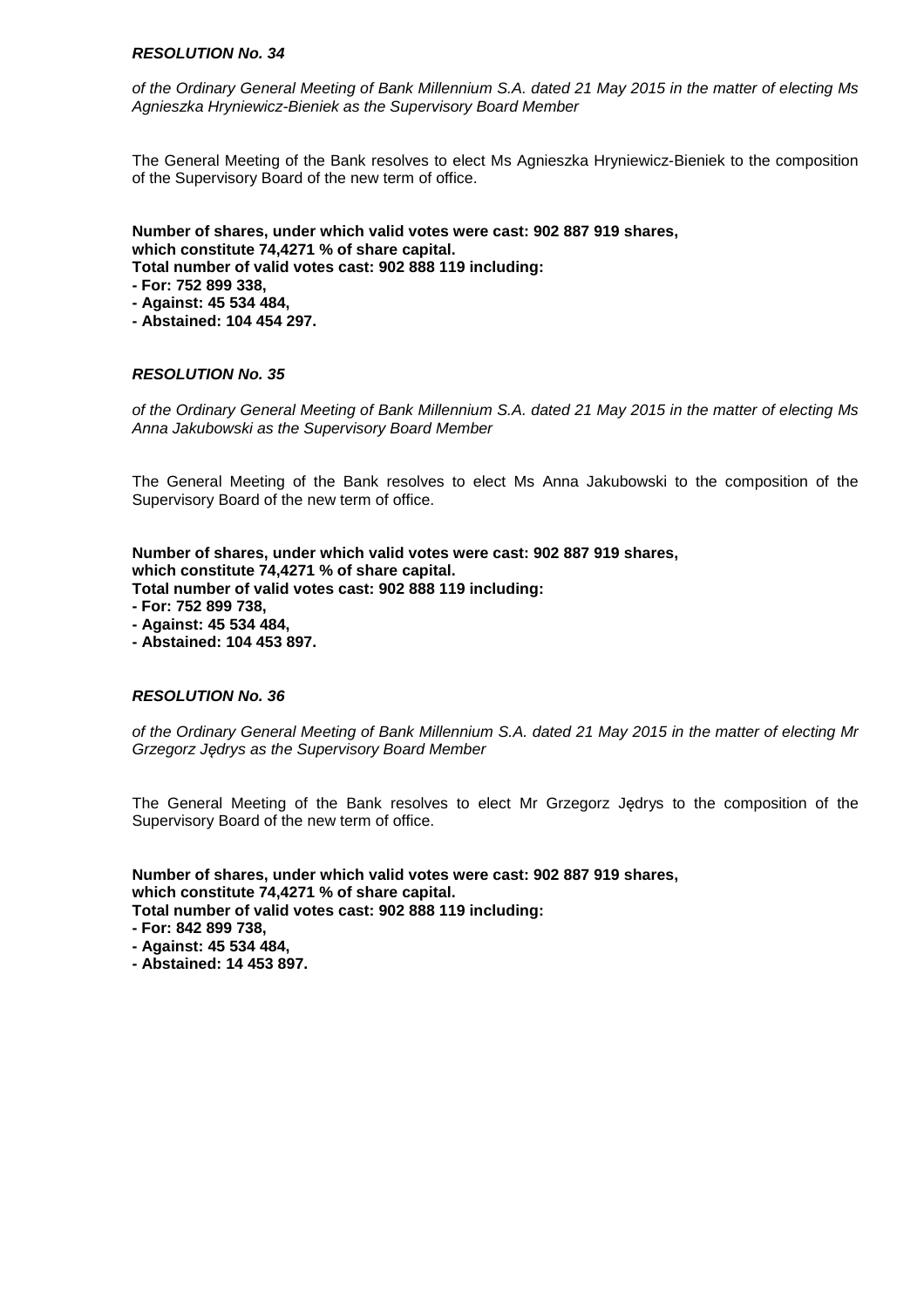***RESOLUTION No. 34***

*of the Ordinary General Meeting of Bank Millennium S.A. dated 21 May 2015 in the matter of electing Ms Agnieszka Hryniewicz-Bieniek as the Supervisory Board Member*

The General Meeting of the Bank resolves to elect Ms Agnieszka Hryniewicz-Bieniek to the composition of the Supervisory Board of the new term of office.

**Number of shares, under which valid votes were cast: 902 887 919 shares,**
**which constitute 74,4271 % of share capital.**
**Total number of valid votes cast: 902 888 119 including:**
**- For: 752 899 338,**
**- Against: 45 534 484,**
**- Abstained: 104 454 297.**

***RESOLUTION No. 35***

*of the Ordinary General Meeting of Bank Millennium S.A. dated 21 May 2015 in the matter of electing Ms Anna Jakubowski as the Supervisory Board Member*

The General Meeting of the Bank resolves to elect Ms Anna Jakubowski to the composition of the Supervisory Board of the new term of office.

**Number of shares, under which valid votes were cast: 902 887 919 shares,**
**which constitute 74,4271 % of share capital.**
**Total number of valid votes cast: 902 888 119 including:**
**- For: 752 899 738,**
**- Against: 45 534 484,**
**- Abstained: 104 453 897.**

***RESOLUTION No. 36***

*of the Ordinary General Meeting of Bank Millennium S.A. dated 21 May 2015 in the matter of electing Mr Grzegorz Jędrys as the Supervisory Board Member*

The General Meeting of the Bank resolves to elect Mr Grzegorz Jędrys to the composition of the Supervisory Board of the new term of office.

**Number of shares, under which valid votes were cast: 902 887 919 shares,**
**which constitute 74,4271 % of share capital.**
**Total number of valid votes cast: 902 888 119 including:**
**- For: 842 899 738,**
**- Against: 45 534 484,**
**- Abstained: 14 453 897.**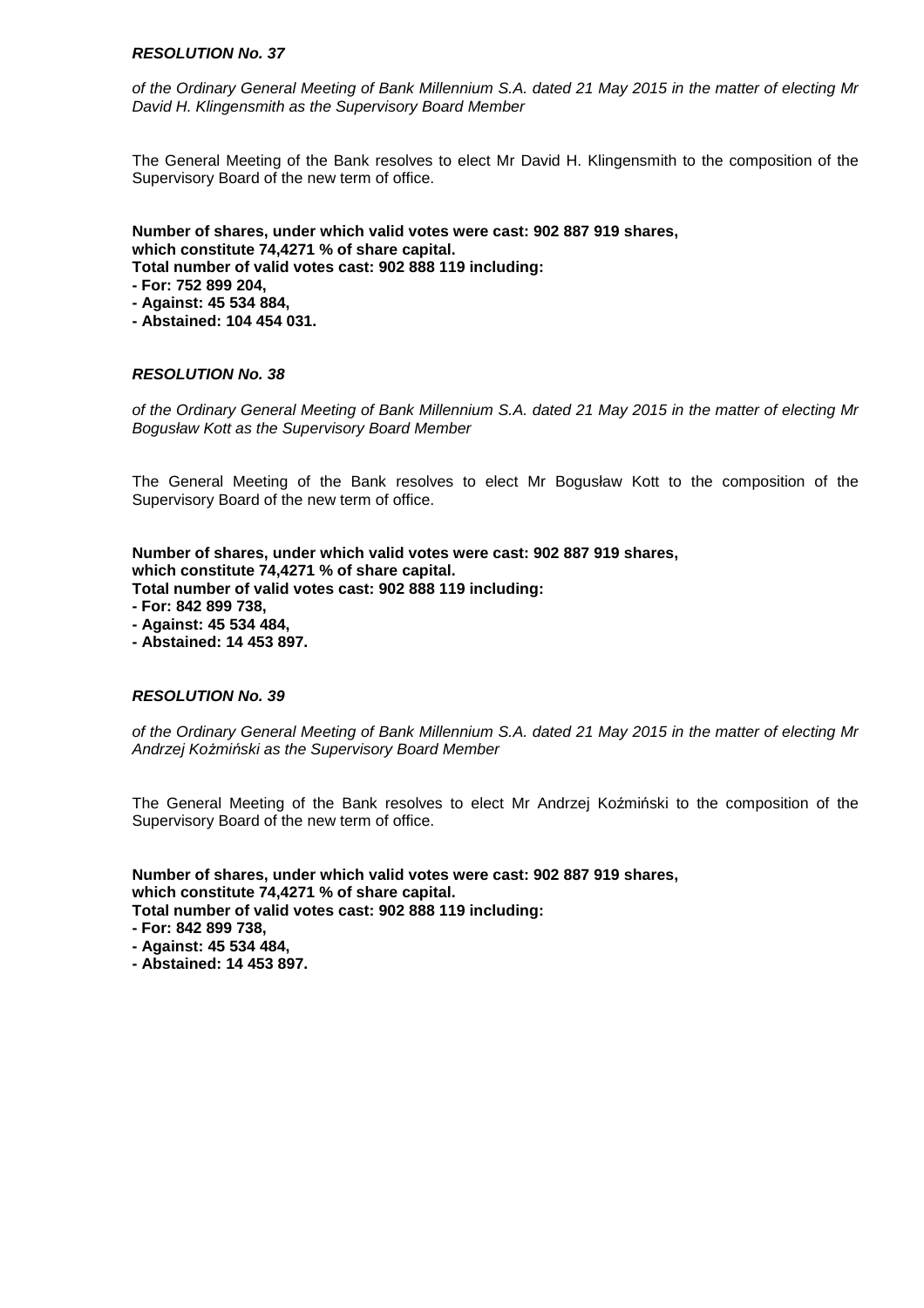***RESOLUTION No. 37***

*of the Ordinary General Meeting of Bank Millennium S.A. dated 21 May 2015 in the matter of electing Mr David H. Klingensmith as the Supervisory Board Member*

The General Meeting of the Bank resolves to elect Mr David H. Klingensmith to the composition of the Supervisory Board of the new term of office.

**Number of shares, under which valid votes were cast: 902 887 919 shares, which constitute 74,4271 % of share capital.**
**Total number of valid votes cast: 902 888 119 including:**
**- For: 752 899 204,**
**- Against: 45 534 884,**
**- Abstained: 104 454 031.**

***RESOLUTION No. 38***

*of the Ordinary General Meeting of Bank Millennium S.A. dated 21 May 2015 in the matter of electing Mr Bogusław Kott as the Supervisory Board Member*

The General Meeting of the Bank resolves to elect Mr Bogusław Kott to the composition of the Supervisory Board of the new term of office.

**Number of shares, under which valid votes were cast: 902 887 919 shares, which constitute 74,4271 % of share capital.**
**Total number of valid votes cast: 902 888 119 including:**
**- For: 842 899 738,**
**- Against: 45 534 484,**
**- Abstained: 14 453 897.**

***RESOLUTION No. 39***

*of the Ordinary General Meeting of Bank Millennium S.A. dated 21 May 2015 in the matter of electing Mr Andrzej Kożmiński as the Supervisory Board Member*

The General Meeting of the Bank resolves to elect Mr Andrzej Koźmiński to the composition of the Supervisory Board of the new term of office.

**Number of shares, under which valid votes were cast: 902 887 919 shares, which constitute 74,4271 % of share capital.**
**Total number of valid votes cast: 902 888 119 including:**
**- For: 842 899 738,**
**- Against: 45 534 484,**
**- Abstained: 14 453 897.**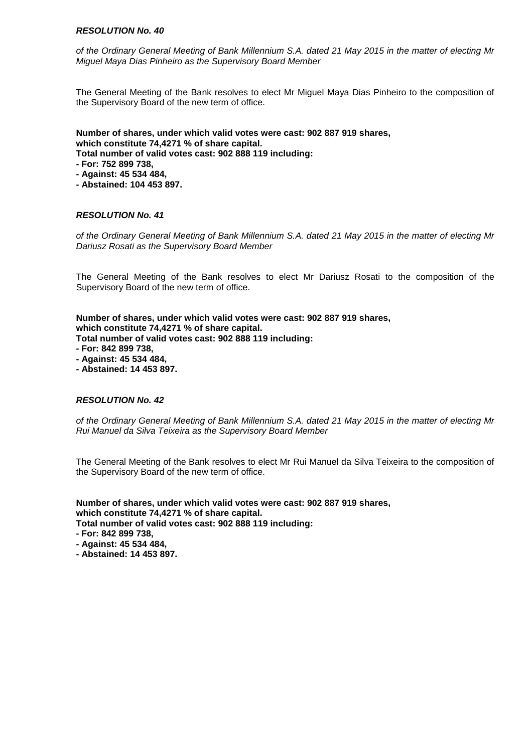***RESOLUTION No. 40***

*of the Ordinary General Meeting of Bank Millennium S.A. dated 21 May 2015 in the matter of electing Mr Miguel Maya Dias Pinheiro as the Supervisory Board Member*

The General Meeting of the Bank resolves to elect Mr Miguel Maya Dias Pinheiro to the composition of the Supervisory Board of the new term of office.

**Number of shares, under which valid votes were cast: 902 887 919 shares, which constitute 74,4271 % of share capital.**
**Total number of valid votes cast: 902 888 119 including:**
**- For: 752 899 738,**
**- Against: 45 534 484,**
**- Abstained: 104 453 897.**

***RESOLUTION No. 41***

*of the Ordinary General Meeting of Bank Millennium S.A. dated 21 May 2015 in the matter of electing Mr Dariusz Rosati as the Supervisory Board Member*

The General Meeting of the Bank resolves to elect Mr Dariusz Rosati to the composition of the Supervisory Board of the new term of office.

**Number of shares, under which valid votes were cast: 902 887 919 shares, which constitute 74,4271 % of share capital.**
**Total number of valid votes cast: 902 888 119 including:**
**- For: 842 899 738,**
**- Against: 45 534 484,**
**- Abstained: 14 453 897.**

***RESOLUTION No. 42***

*of the Ordinary General Meeting of Bank Millennium S.A. dated 21 May 2015 in the matter of electing Mr Rui Manuel da Silva Teixeira as the Supervisory Board Member*

The General Meeting of the Bank resolves to elect Mr Rui Manuel da Silva Teixeira to the composition of the Supervisory Board of the new term of office.

**Number of shares, under which valid votes were cast: 902 887 919 shares, which constitute 74,4271 % of share capital.**
**Total number of valid votes cast: 902 888 119 including:**
**- For: 842 899 738,**
**- Against: 45 534 484,**
**- Abstained: 14 453 897.**